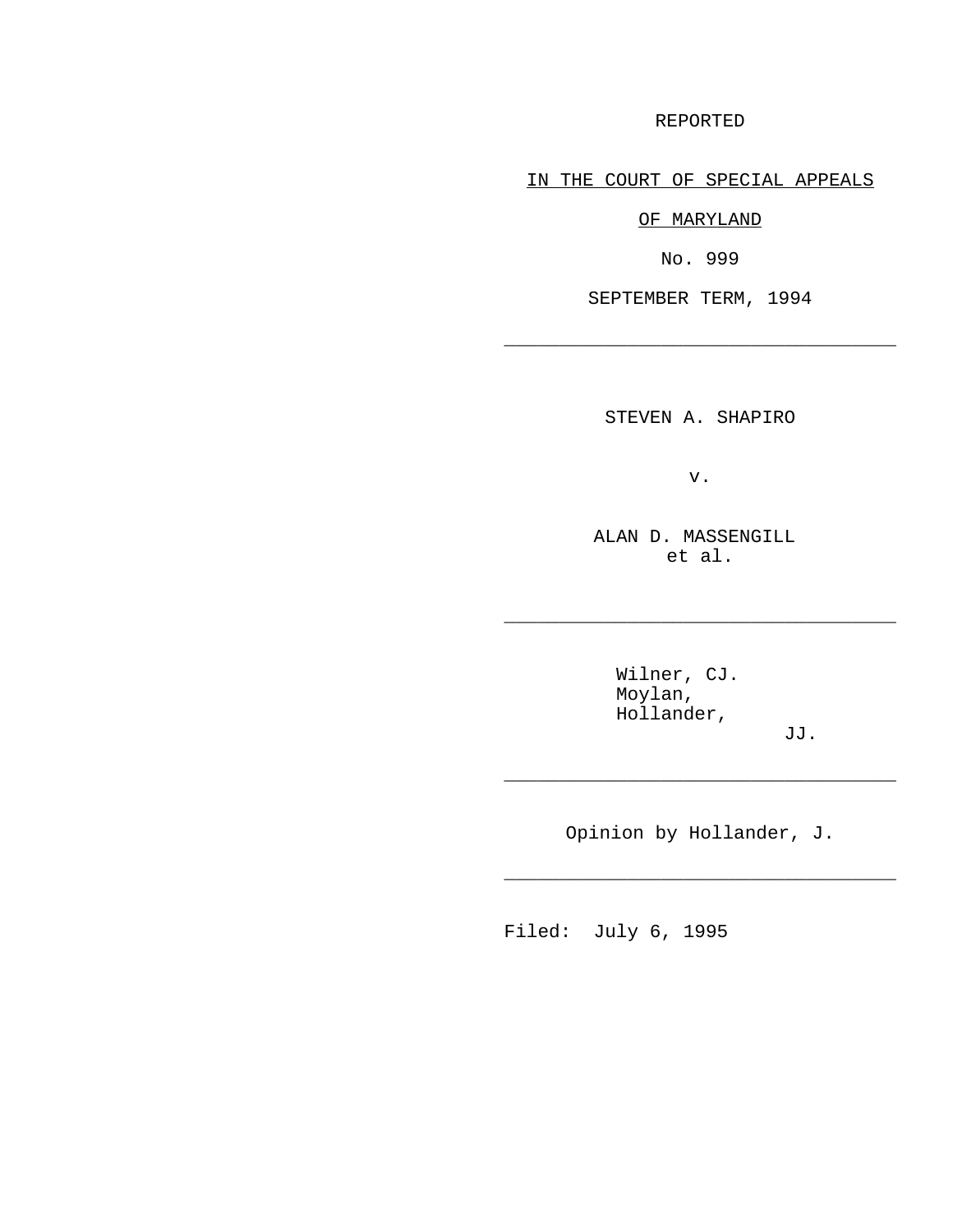REPORTED

IN THE COURT OF SPECIAL APPEALS

OF MARYLAND

No. 999

SEPTEMBER TERM, 1994

---

STEVEN A. SHAPIRO

v.

ALAN D. MASSENGILL
et al.

---

Wilner, CJ.
Moylan,
Hollander,
JJ.

---

Opinion by Hollander, J.

---

Filed: July 6, 1995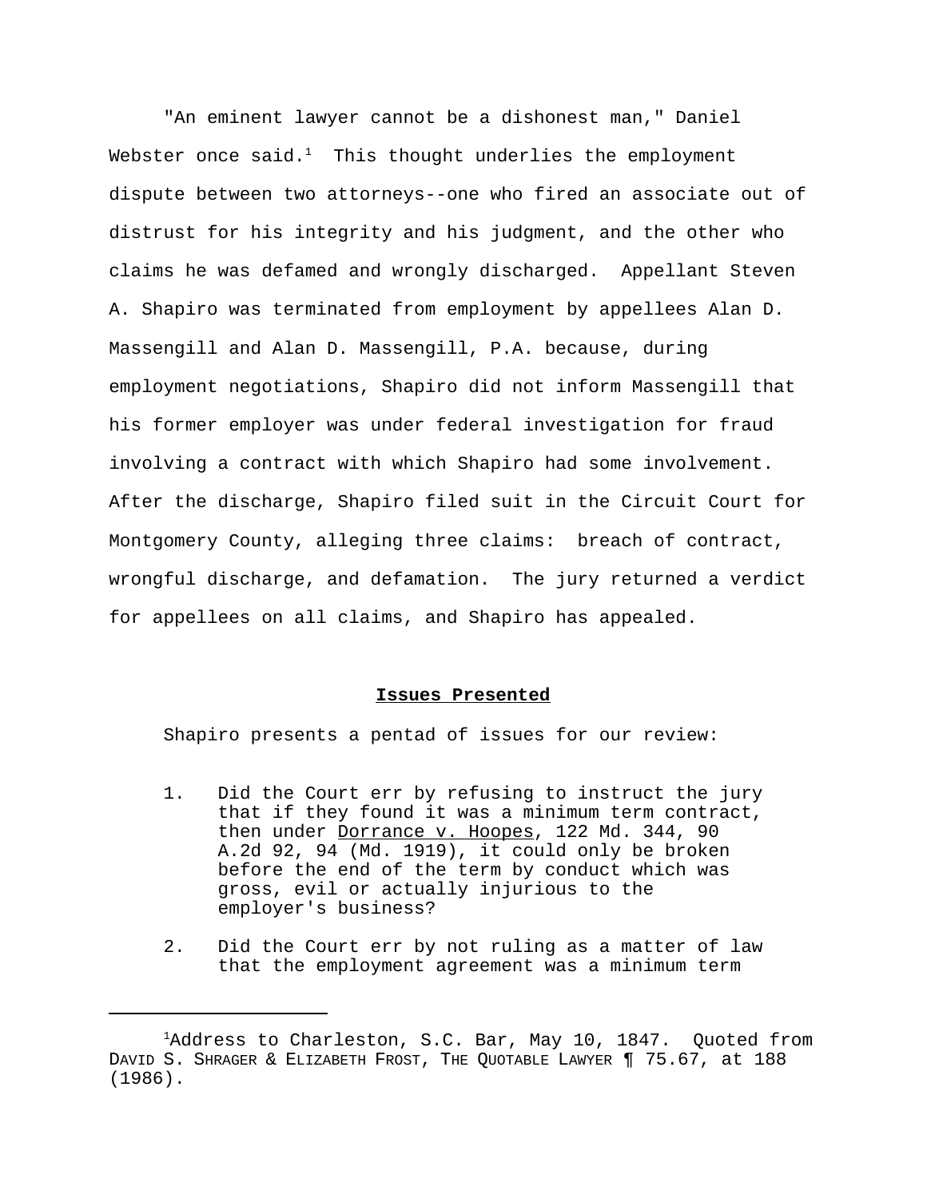"An eminent lawyer cannot be a dishonest man," Daniel Webster once said.[1] This thought underlies the employment dispute between two attorneys--one who fired an associate out of distrust for his integrity and his judgment, and the other who claims he was defamed and wrongly discharged. Appellant Steven A. Shapiro was terminated from employment by appellees Alan D. Massengill and Alan D. Massengill, P.A. because, during employment negotiations, Shapiro did not inform Massengill that his former employer was under federal investigation for fraud involving a contract with which Shapiro had some involvement. After the discharge, Shapiro filed suit in the Circuit Court for Montgomery County, alleging three claims: breach of contract, wrongful discharge, and defamation. The jury returned a verdict for appellees on all claims, and Shapiro has appealed.

## Issues Presented

Shapiro presents a pentad of issues for our review:

1. Did the Court err by refusing to instruct the jury that if they found it was a minimum term contract, then under Dorrance v. Hoopes, 122 Md. 344, 90 A.2d 92, 94 (Md. 1919), it could only be broken before the end of the term by conduct which was gross, evil or actually injurious to the employer's business?

2. Did the Court err by not ruling as a matter of law that the employment agreement was a minimum term

---

[1] Address to Charleston, S.C. Bar, May 10, 1847. Quoted from DAVID S. SHRAGER & ELIZABETH FROST, THE QUOTABLE LAWYER ¶ 75.67, at 188 (1986).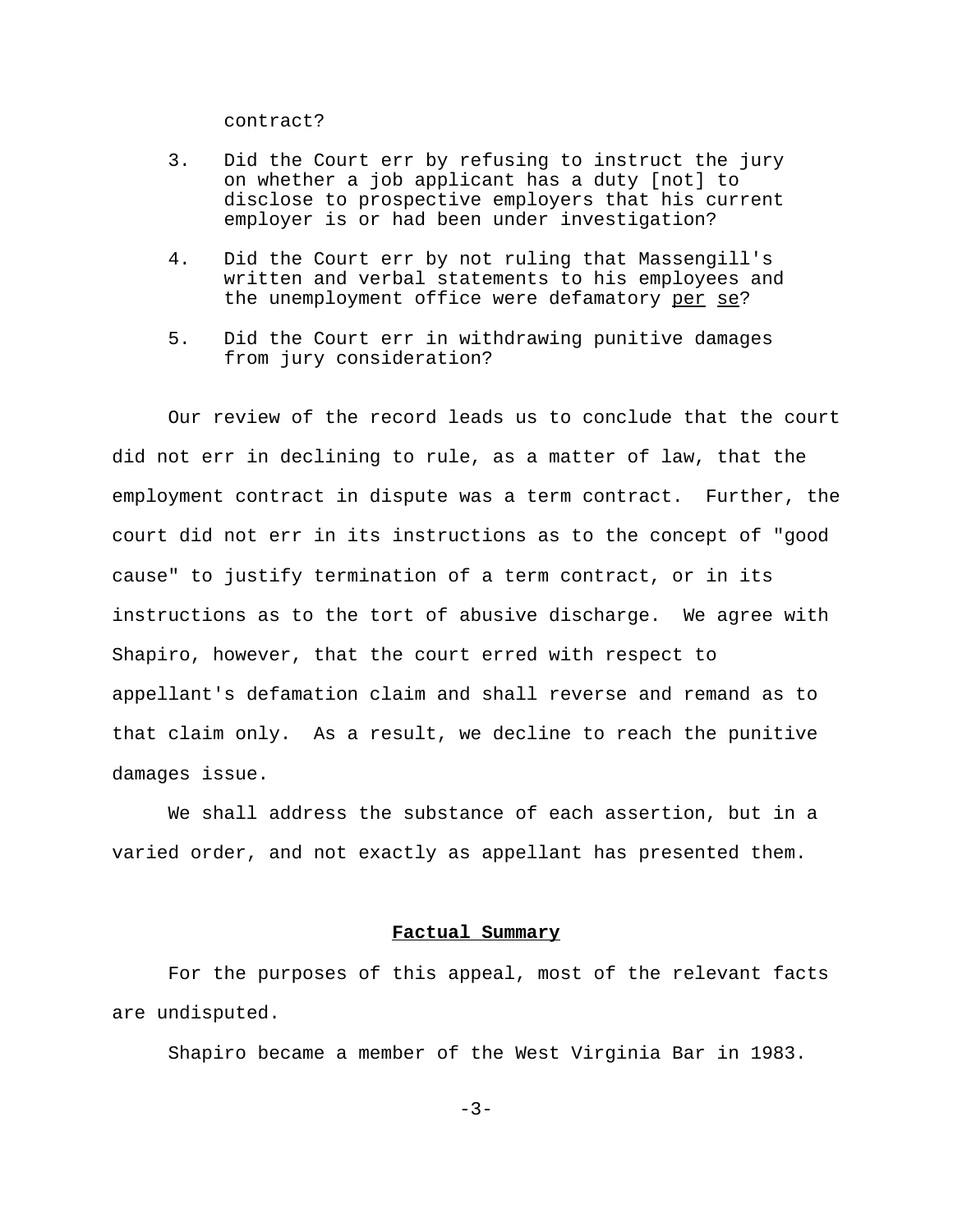contract?

3. Did the Court err by refusing to instruct the jury on whether a job applicant has a duty [not] to disclose to prospective employers that his current employer is or had been under investigation?

4. Did the Court err by not ruling that Massengill's written and verbal statements to his employees and the unemployment office were defamatory _per se_?

5. Did the Court err in withdrawing punitive damages from jury consideration?

Our review of the record leads us to conclude that the court did not err in declining to rule, as a matter of law, that the employment contract in dispute was a term contract. Further, the court did not err in its instructions as to the concept of "good cause" to justify termination of a term contract, or in its instructions as to the tort of abusive discharge. We agree with Shapiro, however, that the court erred with respect to appellant's defamation claim and shall reverse and remand as to that claim only. As a result, we decline to reach the punitive damages issue.

We shall address the substance of each assertion, but in a varied order, and not exactly as appellant has presented them.

## Factual Summary

For the purposes of this appeal, most of the relevant facts are undisputed.

Shapiro became a member of the West Virginia Bar in 1983.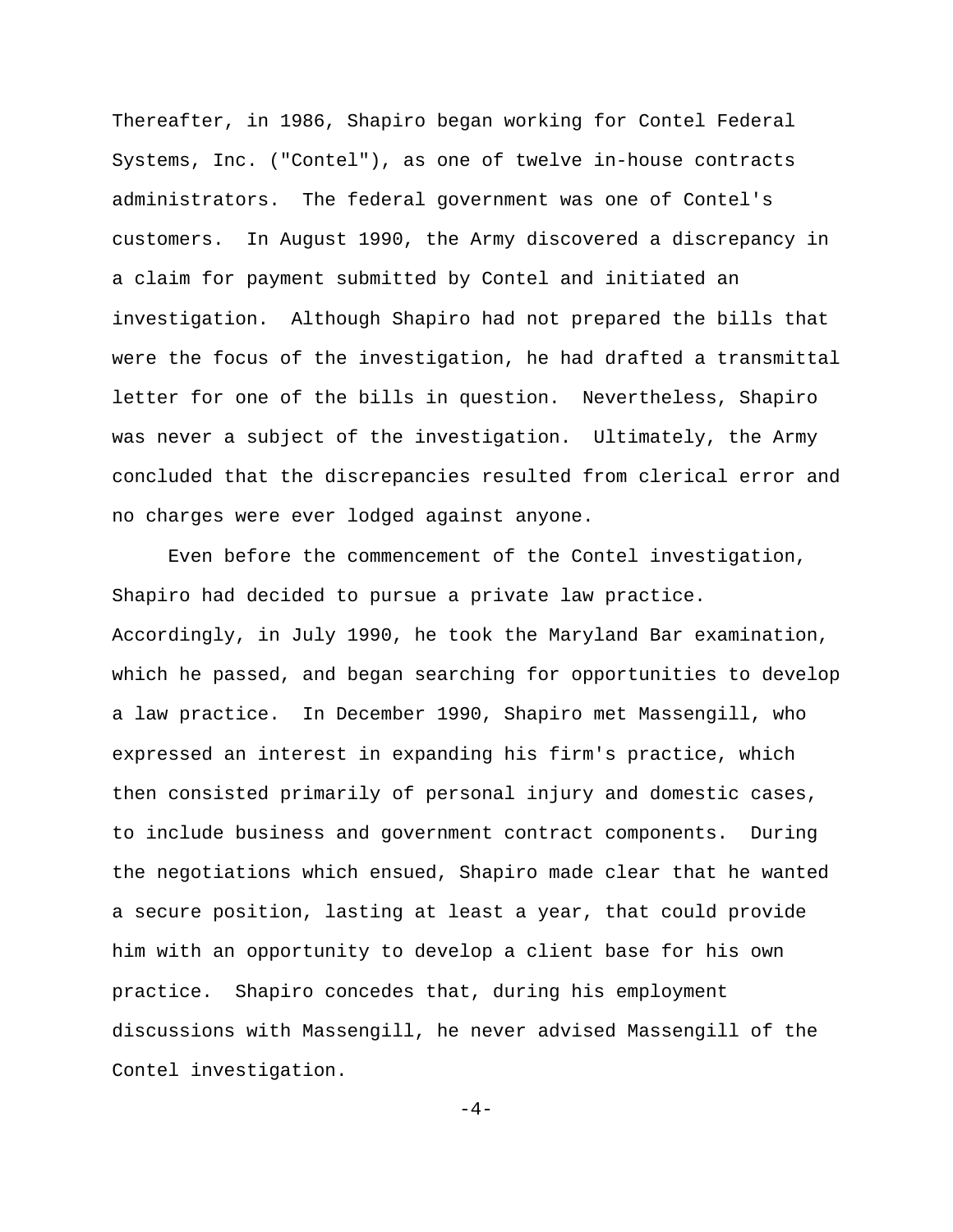Thereafter, in 1986, Shapiro began working for Contel Federal Systems, Inc. ("Contel"), as one of twelve in-house contracts administrators. The federal government was one of Contel's customers. In August 1990, the Army discovered a discrepancy in a claim for payment submitted by Contel and initiated an investigation. Although Shapiro had not prepared the bills that were the focus of the investigation, he had drafted a transmittal letter for one of the bills in question. Nevertheless, Shapiro was never a subject of the investigation. Ultimately, the Army concluded that the discrepancies resulted from clerical error and no charges were ever lodged against anyone.

Even before the commencement of the Contel investigation, Shapiro had decided to pursue a private law practice. Accordingly, in July 1990, he took the Maryland Bar examination, which he passed, and began searching for opportunities to develop a law practice. In December 1990, Shapiro met Massengill, who expressed an interest in expanding his firm's practice, which then consisted primarily of personal injury and domestic cases, to include business and government contract components. During the negotiations which ensued, Shapiro made clear that he wanted a secure position, lasting at least a year, that could provide him with an opportunity to develop a client base for his own practice. Shapiro concedes that, during his employment discussions with Massengill, he never advised Massengill of the Contel investigation.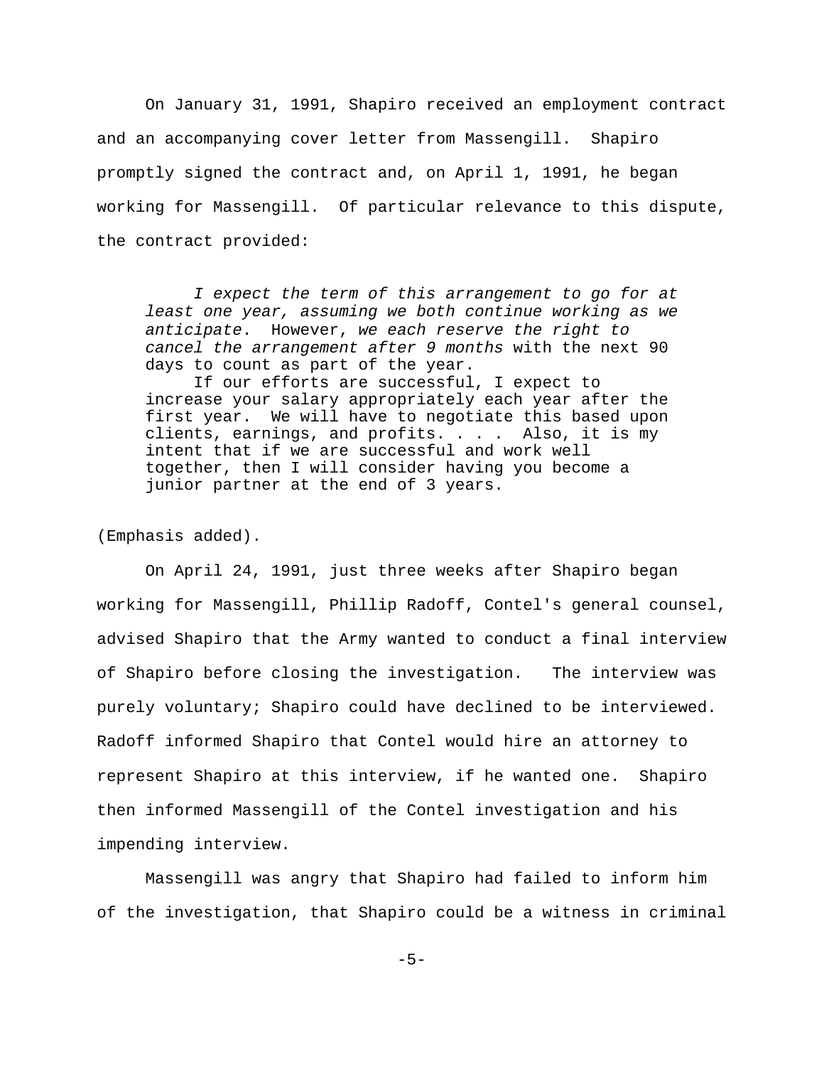On January 31, 1991, Shapiro received an employment contract and an accompanying cover letter from Massengill. Shapiro promptly signed the contract and, on April 1, 1991, he began working for Massengill. Of particular relevance to this dispute, the contract provided:

> *I expect the term of this arrangement to go for at least one year, assuming we both continue working as we anticipate*. However, *we each reserve the right to cancel the arrangement after 9 months* with the next 90 days to count as part of the year.
>
> If our efforts are successful, I expect to increase your salary appropriately each year after the first year. We will have to negotiate this based upon clients, earnings, and profits. . . . Also, it is my intent that if we are successful and work well together, then I will consider having you become a junior partner at the end of 3 years.

(Emphasis added).

On April 24, 1991, just three weeks after Shapiro began working for Massengill, Phillip Radoff, Contel's general counsel, advised Shapiro that the Army wanted to conduct a final interview of Shapiro before closing the investigation. The interview was purely voluntary; Shapiro could have declined to be interviewed. Radoff informed Shapiro that Contel would hire an attorney to represent Shapiro at this interview, if he wanted one. Shapiro then informed Massengill of the Contel investigation and his impending interview.

Massengill was angry that Shapiro had failed to inform him of the investigation, that Shapiro could be a witness in criminal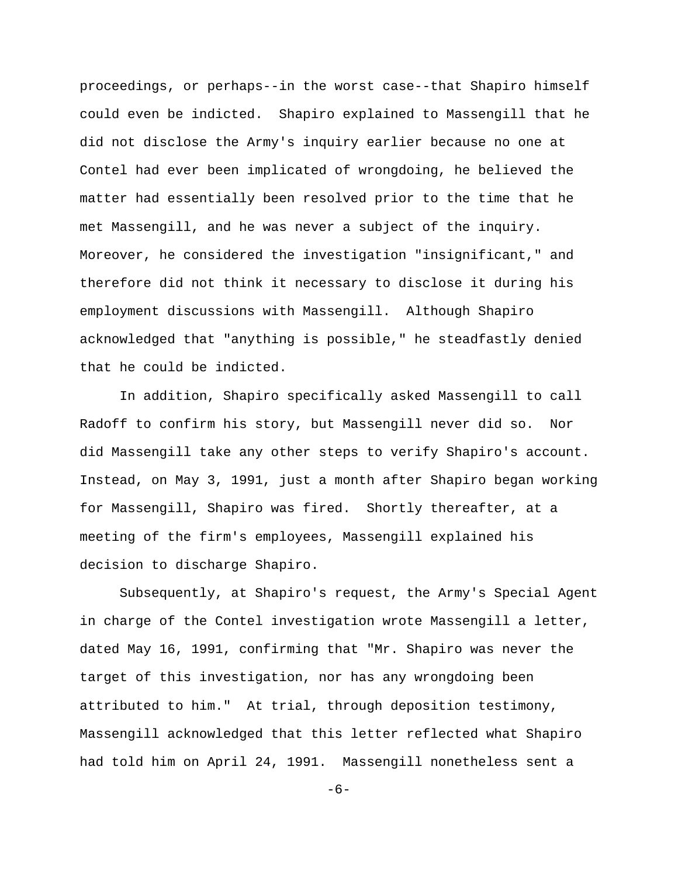proceedings, or perhaps--in the worst case--that Shapiro himself could even be indicted. Shapiro explained to Massengill that he did not disclose the Army's inquiry earlier because no one at Contel had ever been implicated of wrongdoing, he believed the matter had essentially been resolved prior to the time that he met Massengill, and he was never a subject of the inquiry. Moreover, he considered the investigation "insignificant," and therefore did not think it necessary to disclose it during his employment discussions with Massengill. Although Shapiro acknowledged that "anything is possible," he steadfastly denied that he could be indicted.

In addition, Shapiro specifically asked Massengill to call Radoff to confirm his story, but Massengill never did so. Nor did Massengill take any other steps to verify Shapiro's account. Instead, on May 3, 1991, just a month after Shapiro began working for Massengill, Shapiro was fired. Shortly thereafter, at a meeting of the firm's employees, Massengill explained his decision to discharge Shapiro.

Subsequently, at Shapiro's request, the Army's Special Agent in charge of the Contel investigation wrote Massengill a letter, dated May 16, 1991, confirming that "Mr. Shapiro was never the target of this investigation, nor has any wrongdoing been attributed to him." At trial, through deposition testimony, Massengill acknowledged that this letter reflected what Shapiro had told him on April 24, 1991. Massengill nonetheless sent a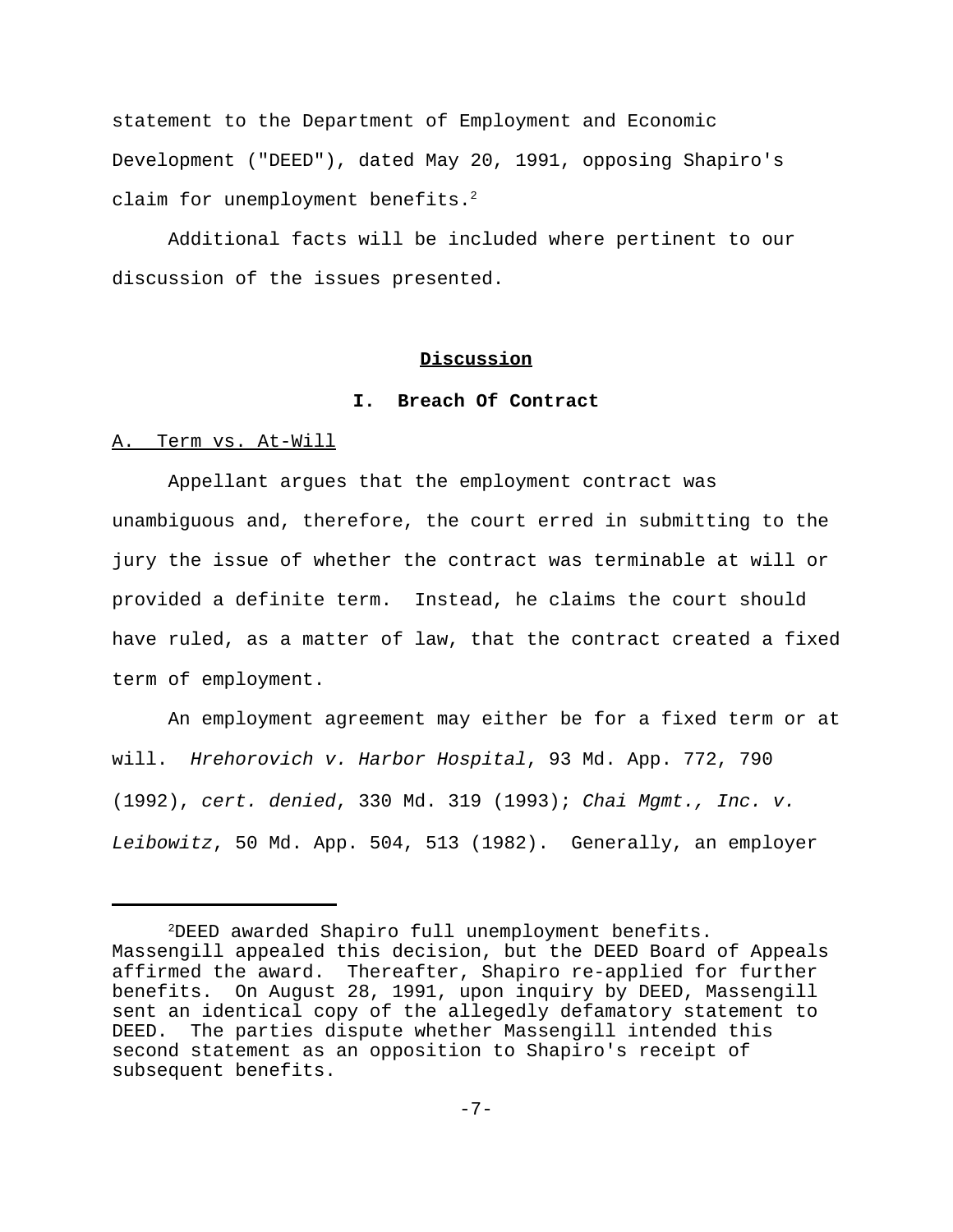statement to the Department of Employment and Economic Development ("DEED"), dated May 20, 1991, opposing Shapiro's claim for unemployment benefits.[2]

Additional facts will be included where pertinent to our discussion of the issues presented.

## **Discussion**

### **I. Breach Of Contract**

A. Term vs. At-Will

Appellant argues that the employment contract was unambiguous and, therefore, the court erred in submitting to the jury the issue of whether the contract was terminable at will or provided a definite term. Instead, he claims the court should have ruled, as a matter of law, that the contract created a fixed term of employment.

An employment agreement may either be for a fixed term or at will. *Hrehorovich v. Harbor Hospital*, 93 Md. App. 772, 790 (1992), *cert. denied*, 330 Md. 319 (1993); *Chai Mgmt., Inc. v. Leibowitz*, 50 Md. App. 504, 513 (1982). Generally, an employer

[2]DEED awarded Shapiro full unemployment benefits. Massengill appealed this decision, but the DEED Board of Appeals affirmed the award. Thereafter, Shapiro re-applied for further benefits. On August 28, 1991, upon inquiry by DEED, Massengill sent an identical copy of the allegedly defamatory statement to DEED. The parties dispute whether Massengill intended this second statement as an opposition to Shapiro's receipt of subsequent benefits.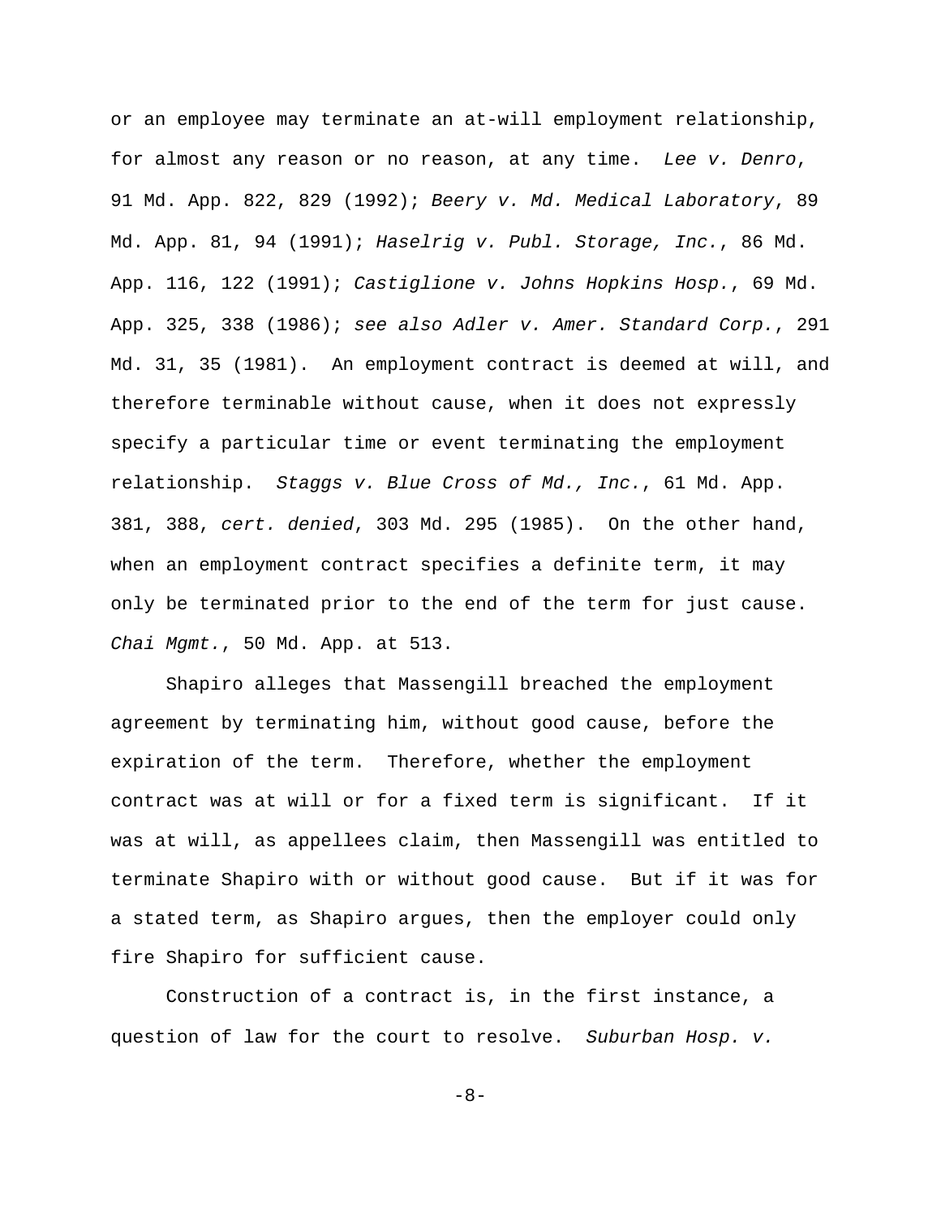or an employee may terminate an at-will employment relationship, for almost any reason or no reason, at any time. *Lee v. Denro*, 91 Md. App. 822, 829 (1992); *Beery v. Md. Medical Laboratory*, 89 Md. App. 81, 94 (1991); *Haselrig v. Publ. Storage, Inc.*, 86 Md. App. 116, 122 (1991); *Castiglione v. Johns Hopkins Hosp.*, 69 Md. App. 325, 338 (1986); *see also Adler v. Amer. Standard Corp.*, 291 Md. 31, 35 (1981). An employment contract is deemed at will, and therefore terminable without cause, when it does not expressly specify a particular time or event terminating the employment relationship. *Staggs v. Blue Cross of Md., Inc.*, 61 Md. App. 381, 388, *cert. denied*, 303 Md. 295 (1985). On the other hand, when an employment contract specifies a definite term, it may only be terminated prior to the end of the term for just cause. *Chai Mgmt.*, 50 Md. App. at 513.

Shapiro alleges that Massengill breached the employment agreement by terminating him, without good cause, before the expiration of the term. Therefore, whether the employment contract was at will or for a fixed term is significant. If it was at will, as appellees claim, then Massengill was entitled to terminate Shapiro with or without good cause. But if it was for a stated term, as Shapiro argues, then the employer could only fire Shapiro for sufficient cause.

Construction of a contract is, in the first instance, a question of law for the court to resolve. *Suburban Hosp. v.*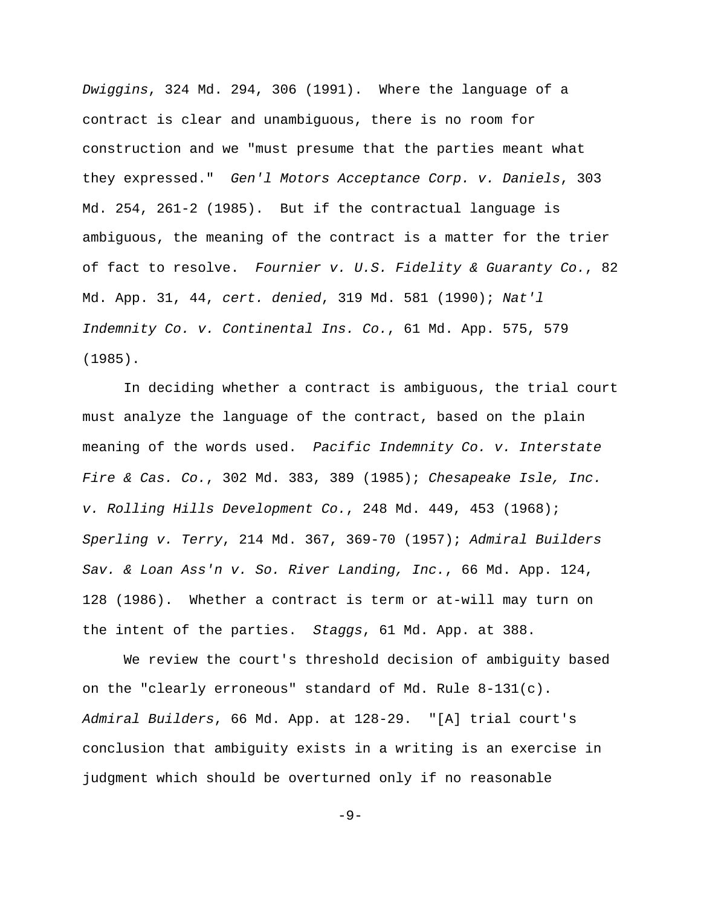*Dwiggins*, 324 Md. 294, 306 (1991). Where the language of a contract is clear and unambiguous, there is no room for construction and we "must presume that the parties meant what they expressed." *Gen'l Motors Acceptance Corp. v. Daniels*, 303 Md. 254, 261-2 (1985). But if the contractual language is ambiguous, the meaning of the contract is a matter for the trier of fact to resolve. *Fournier v. U.S. Fidelity & Guaranty Co.*, 82 Md. App. 31, 44, *cert. denied*, 319 Md. 581 (1990); *Nat'l Indemnity Co. v. Continental Ins. Co.*, 61 Md. App. 575, 579 (1985).

In deciding whether a contract is ambiguous, the trial court must analyze the language of the contract, based on the plain meaning of the words used. *Pacific Indemnity Co. v. Interstate Fire & Cas. Co.*, 302 Md. 383, 389 (1985); *Chesapeake Isle, Inc. v. Rolling Hills Development Co.*, 248 Md. 449, 453 (1968); *Sperling v. Terry*, 214 Md. 367, 369-70 (1957); *Admiral Builders Sav. & Loan Ass'n v. So. River Landing, Inc.*, 66 Md. App. 124, 128 (1986). Whether a contract is term or at-will may turn on the intent of the parties. *Staggs*, 61 Md. App. at 388.

We review the court's threshold decision of ambiguity based on the "clearly erroneous" standard of Md. Rule 8-131(c). *Admiral Builders*, 66 Md. App. at 128-29. "[A] trial court's conclusion that ambiguity exists in a writing is an exercise in judgment which should be overturned only if no reasonable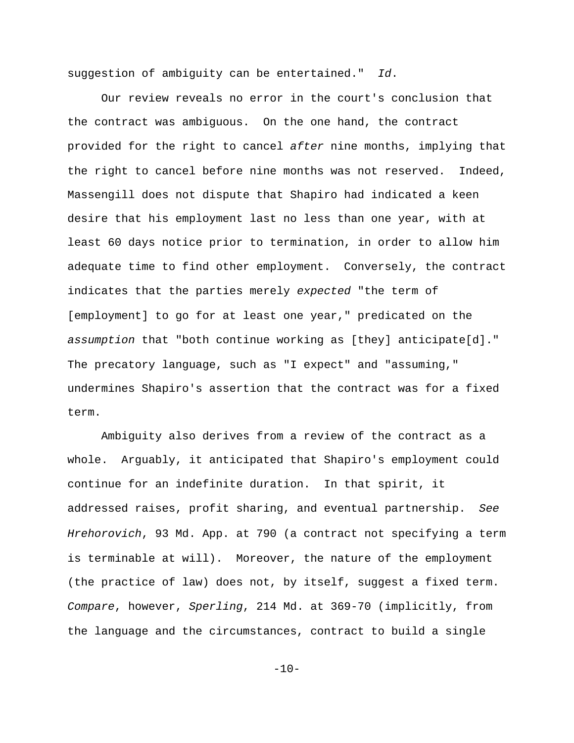suggestion of ambiguity can be entertained." *Id*.

Our review reveals no error in the court's conclusion that the contract was ambiguous. On the one hand, the contract provided for the right to cancel *after* nine months, implying that the right to cancel before nine months was not reserved. Indeed, Massengill does not dispute that Shapiro had indicated a keen desire that his employment last no less than one year, with at least 60 days notice prior to termination, in order to allow him adequate time to find other employment. Conversely, the contract indicates that the parties merely *expected* "the term of [employment] to go for at least one year," predicated on the *assumption* that "both continue working as [they] anticipate[d]." The precatory language, such as "I expect" and "assuming," undermines Shapiro's assertion that the contract was for a fixed term.

Ambiguity also derives from a review of the contract as a whole. Arguably, it anticipated that Shapiro's employment could continue for an indefinite duration. In that spirit, it addressed raises, profit sharing, and eventual partnership. *See Hrehorovich*, 93 Md. App. at 790 (a contract not specifying a term is terminable at will). Moreover, the nature of the employment (the practice of law) does not, by itself, suggest a fixed term. *Compare*, however, *Sperling*, 214 Md. at 369-70 (implicitly, from the language and the circumstances, contract to build a single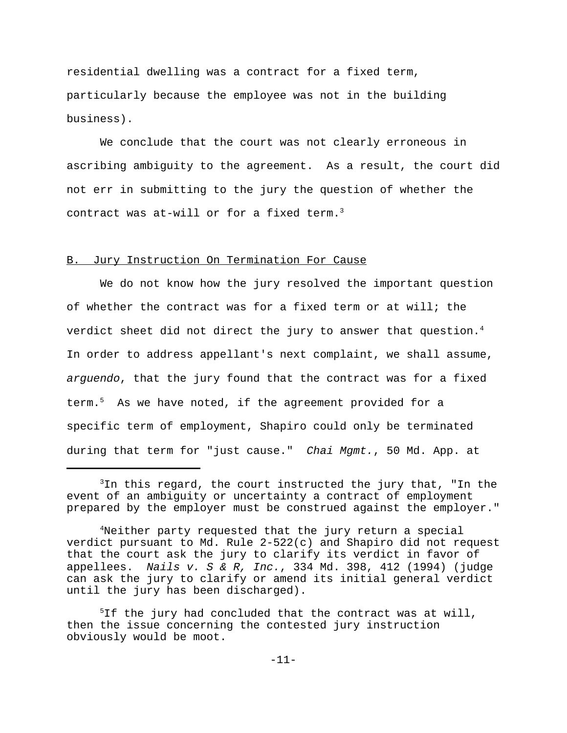residential dwelling was a contract for a fixed term, particularly because the employee was not in the building business).

We conclude that the court was not clearly erroneous in ascribing ambiguity to the agreement. As a result, the court did not err in submitting to the jury the question of whether the contract was at-will or for a fixed term.[3]

## B. Jury Instruction On Termination For Cause

We do not know how the jury resolved the important question of whether the contract was for a fixed term or at will; the verdict sheet did not direct the jury to answer that question.[4] In order to address appellant's next complaint, we shall assume, *arguendo*, that the jury found that the contract was for a fixed term.[5] As we have noted, if the agreement provided for a specific term of employment, Shapiro could only be terminated during that term for "just cause." *Chai Mgmt.*, 50 Md. App. at

---

[3]In this regard, the court instructed the jury that, "In the event of an ambiguity or uncertainty a contract of employment prepared by the employer must be construed against the employer."

[4]Neither party requested that the jury return a special verdict pursuant to Md. Rule 2-522(c) and Shapiro did not request that the court ask the jury to clarify its verdict in favor of appellees. *Nails v. S & R, Inc.*, 334 Md. 398, 412 (1994) (judge can ask the jury to clarify or amend its initial general verdict until the jury has been discharged).

[5]If the jury had concluded that the contract was at will, then the issue concerning the contested jury instruction obviously would be moot.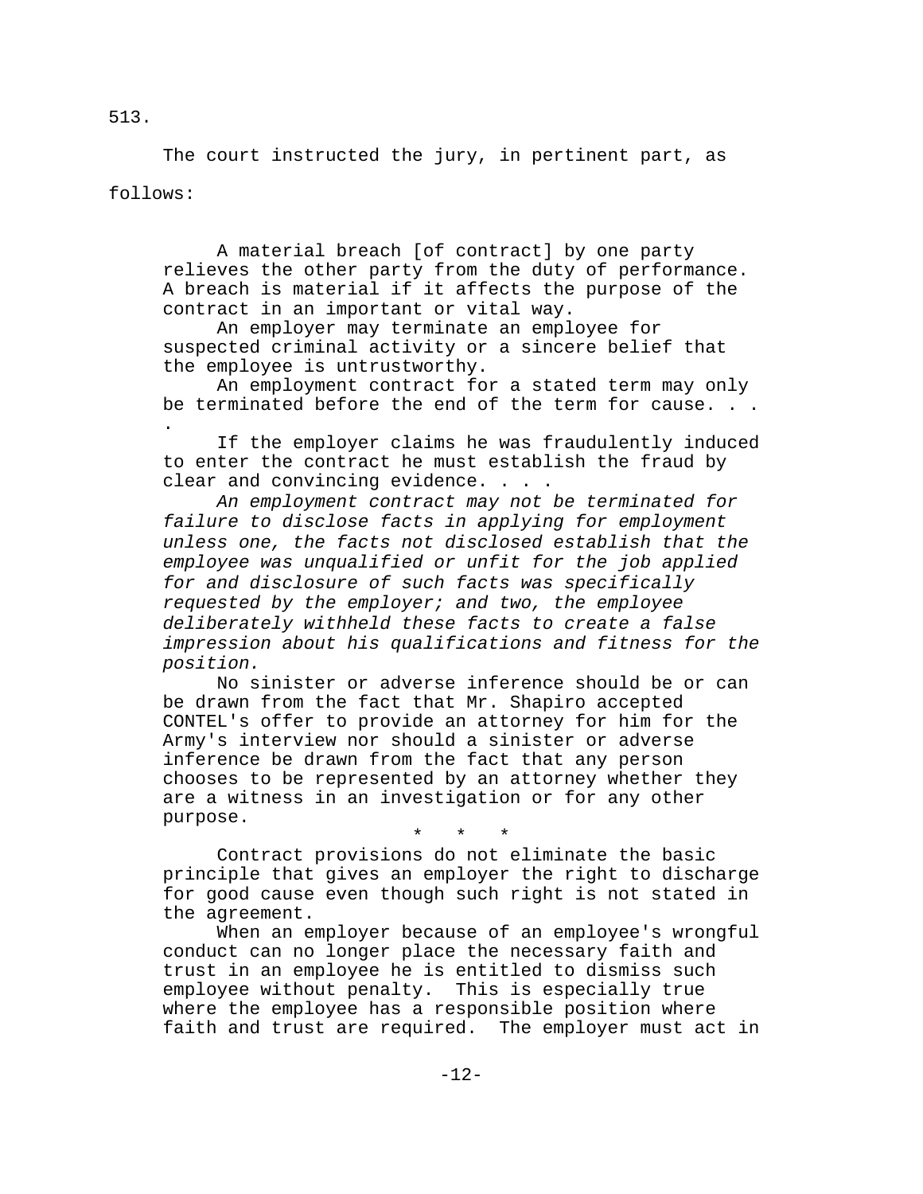513.

The court instructed the jury, in pertinent part, as follows:

> A material breach [of contract] by one party relieves the other party from the duty of performance. A breach is material if it affects the purpose of the contract in an important or vital way.
>
> An employer may terminate an employee for suspected criminal activity or a sincere belief that the employee is untrustworthy.
>
> An employment contract for a stated term may only be terminated before the end of the term for cause. . . .
>
> If the employer claims he was fraudulently induced to enter the contract he must establish the fraud by clear and convincing evidence. . . .
>
> *An employment contract may not be terminated for failure to disclose facts in applying for employment unless one, the facts not disclosed establish that the employee was unqualified or unfit for the job applied for and disclosure of such facts was specifically requested by the employer; and two, the employee deliberately withheld these facts to create a false impression about his qualifications and fitness for the position.*
>
> No sinister or adverse inference should be or can be drawn from the fact that Mr. Shapiro accepted CONTEL's offer to provide an attorney for him for the Army's interview nor should a sinister or adverse inference be drawn from the fact that any person chooses to be represented by an attorney whether they are a witness in an investigation or for any other purpose.
>
> \* \* \*
>
> Contract provisions do not eliminate the basic principle that gives an employer the right to discharge for good cause even though such right is not stated in the agreement.
>
> When an employer because of an employee's wrongful conduct can no longer place the necessary faith and trust in an employee he is entitled to dismiss such employee without penalty. This is especially true where the employee has a responsible position where faith and trust are required. The employer must act in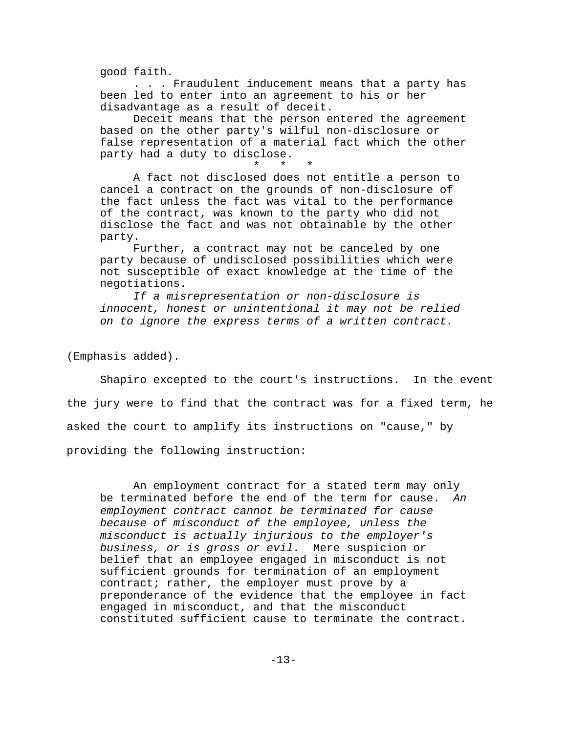> good faith.
>
> . . . Fraudulent inducement means that a party has been led to enter into an agreement to his or her disadvantage as a result of deceit.
>
> Deceit means that the person entered the agreement based on the other party's wilful non-disclosure or false representation of a material fact which the other party had a duty to disclose.
>
> \* \* \*
>
> A fact not disclosed does not entitle a person to cancel a contract on the grounds of non-disclosure of the fact unless the fact was vital to the performance of the contract, was known to the party who did not disclose the fact and was not obtainable by the other party.
>
> Further, a contract may not be canceled by one party because of undisclosed possibilities which were not susceptible of exact knowledge at the time of the negotiations.
>
> *If a misrepresentation or non-disclosure is innocent, honest or unintentional it may not be relied on to ignore the express terms of a written contract.*

(Emphasis added).

Shapiro excepted to the court's instructions. In the event the jury were to find that the contract was for a fixed term, he asked the court to amplify its instructions on "cause," by providing the following instruction:

> An employment contract for a stated term may only be terminated before the end of the term for cause. *An employment contract cannot be terminated for cause because of misconduct of the employee, unless the misconduct is actually injurious to the employer's business, or is gross or evil.* Mere suspicion or belief that an employee engaged in misconduct is not sufficient grounds for termination of an employment contract; rather, the employer must prove by a preponderance of the evidence that the employee in fact engaged in misconduct, and that the misconduct constituted sufficient cause to terminate the contract.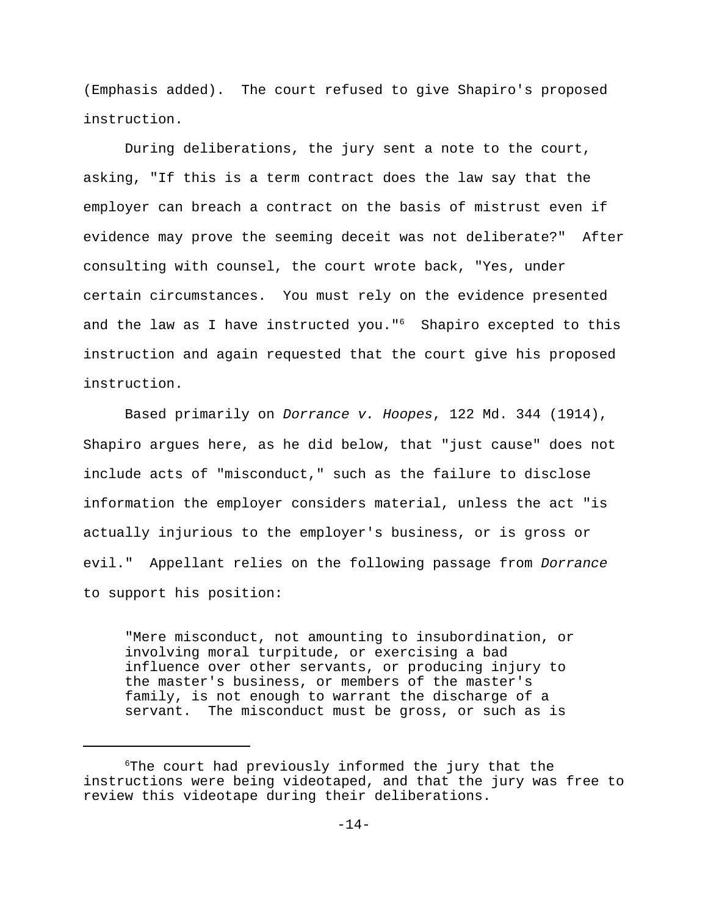(Emphasis added). The court refused to give Shapiro's proposed instruction.

During deliberations, the jury sent a note to the court, asking, "If this is a term contract does the law say that the employer can breach a contract on the basis of mistrust even if evidence may prove the seeming deceit was not deliberate?" After consulting with counsel, the court wrote back, "Yes, under certain circumstances. You must rely on the evidence presented and the law as I have instructed you."[6] Shapiro excepted to this instruction and again requested that the court give his proposed instruction.

Based primarily on *Dorrance v. Hoopes*, 122 Md. 344 (1914), Shapiro argues here, as he did below, that "just cause" does not include acts of "misconduct," such as the failure to disclose information the employer considers material, unless the act "is actually injurious to the employer's business, or is gross or evil." Appellant relies on the following passage from *Dorrance* to support his position:

> "Mere misconduct, not amounting to insubordination, or involving moral turpitude, or exercising a bad influence over other servants, or producing injury to the master's business, or members of the master's family, is not enough to warrant the discharge of a servant. The misconduct must be gross, or such as is

---

[6] The court had previously informed the jury that the instructions were being videotaped, and that the jury was free to review this videotape during their deliberations.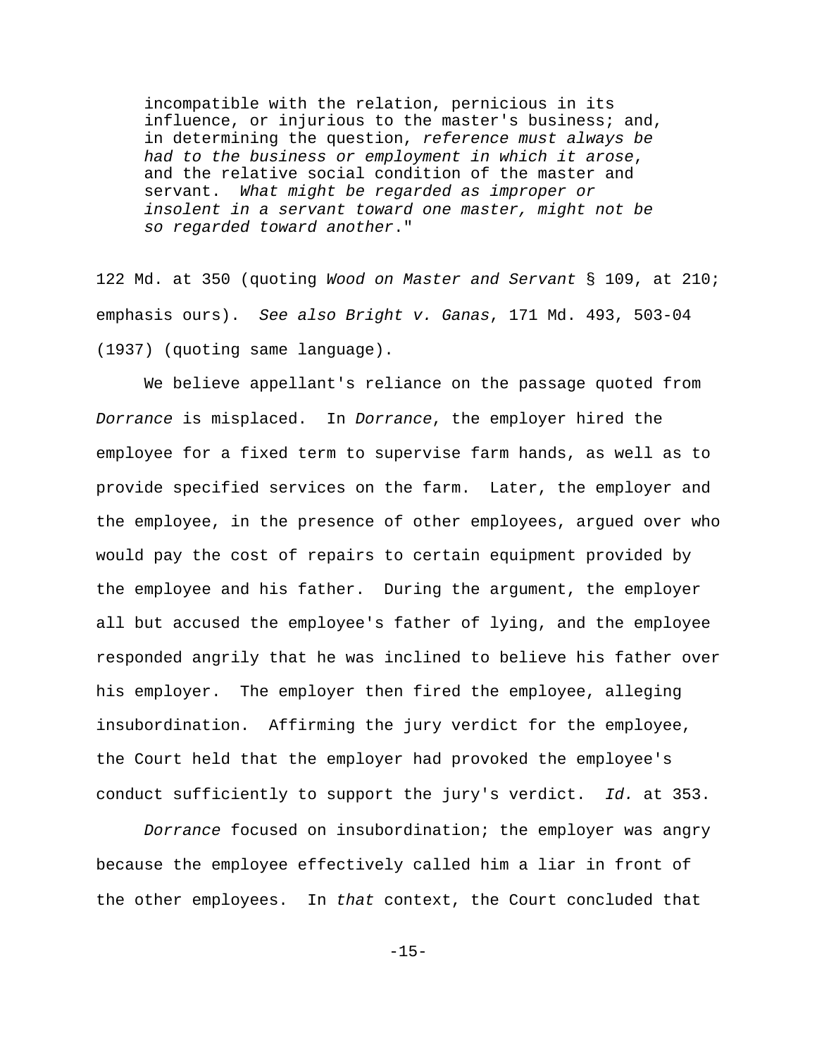> incompatible with the relation, pernicious in its influence, or injurious to the master's business; and, in determining the question, *reference must always be had to the business or employment in which it arose*, and the relative social condition of the master and servant. *What might be regarded as improper or insolent in a servant toward one master, might not be so regarded toward another*."

122 Md. at 350 (quoting *Wood on Master and Servant* § 109, at 210; emphasis ours). *See also Bright v. Ganas*, 171 Md. 493, 503-04 (1937) (quoting same language).

We believe appellant's reliance on the passage quoted from *Dorrance* is misplaced. In *Dorrance*, the employer hired the employee for a fixed term to supervise farm hands, as well as to provide specified services on the farm. Later, the employer and the employee, in the presence of other employees, argued over who would pay the cost of repairs to certain equipment provided by the employee and his father. During the argument, the employer all but accused the employee's father of lying, and the employee responded angrily that he was inclined to believe his father over his employer. The employer then fired the employee, alleging insubordination. Affirming the jury verdict for the employee, the Court held that the employer had provoked the employee's conduct sufficiently to support the jury's verdict. *Id.* at 353.

*Dorrance* focused on insubordination; the employer was angry because the employee effectively called him a liar in front of the other employees. In *that* context, the Court concluded that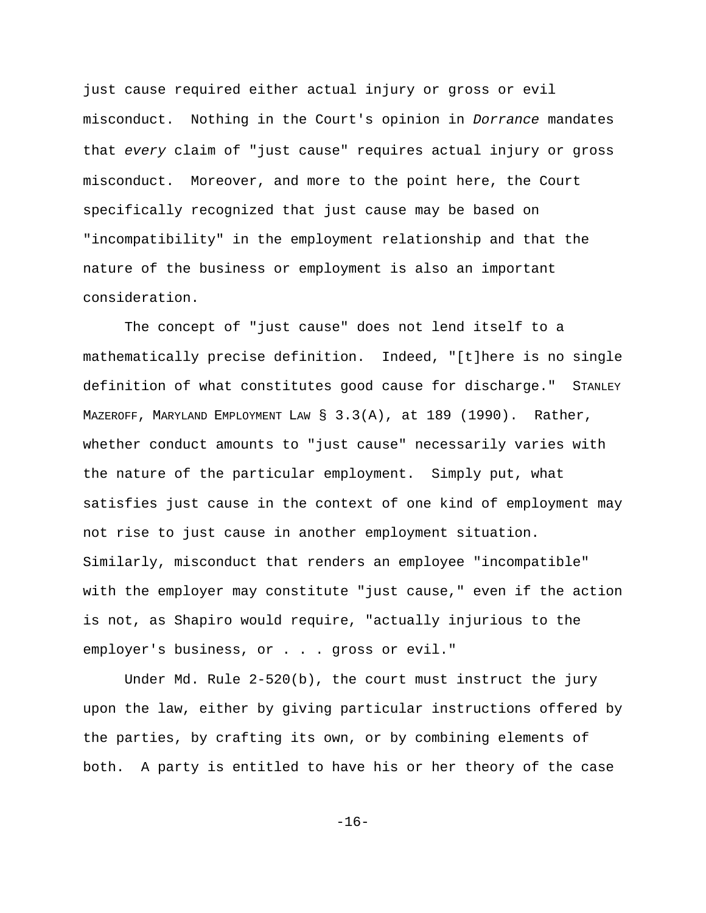just cause required either actual injury or gross or evil misconduct. Nothing in the Court's opinion in *Dorrance* mandates that *every* claim of "just cause" requires actual injury or gross misconduct. Moreover, and more to the point here, the Court specifically recognized that just cause may be based on "incompatibility" in the employment relationship and that the nature of the business or employment is also an important consideration.

The concept of "just cause" does not lend itself to a mathematically precise definition. Indeed, "[t]here is no single definition of what constitutes good cause for discharge." STANLEY MAZEROFF, MARYLAND EMPLOYMENT LAW § 3.3(A), at 189 (1990). Rather, whether conduct amounts to "just cause" necessarily varies with the nature of the particular employment. Simply put, what satisfies just cause in the context of one kind of employment may not rise to just cause in another employment situation. Similarly, misconduct that renders an employee "incompatible" with the employer may constitute "just cause," even if the action is not, as Shapiro would require, "actually injurious to the employer's business, or . . . gross or evil."

Under Md. Rule 2-520(b), the court must instruct the jury upon the law, either by giving particular instructions offered by the parties, by crafting its own, or by combining elements of both. A party is entitled to have his or her theory of the case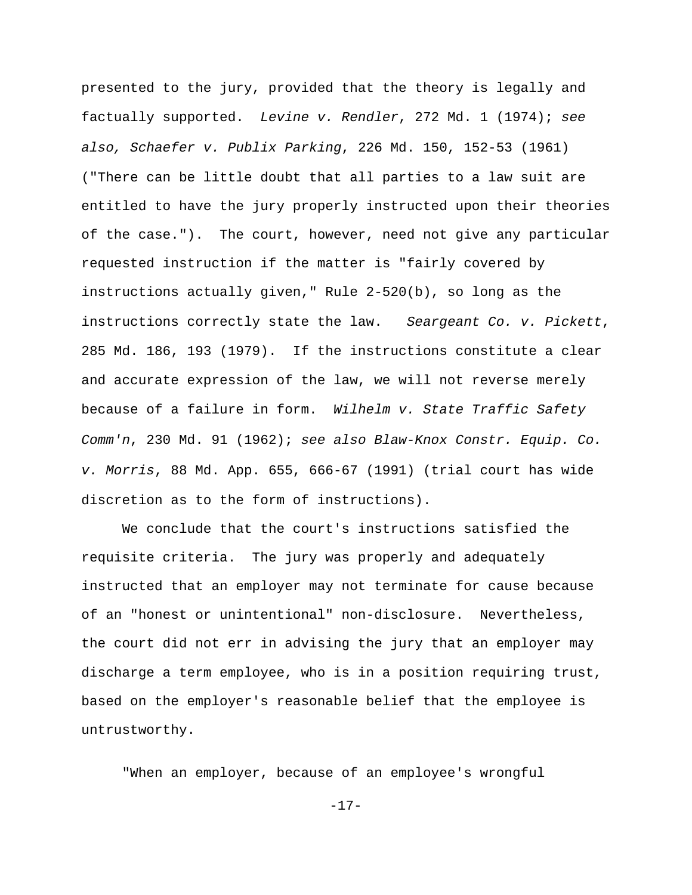presented to the jury, provided that the theory is legally and factually supported. *Levine v. Rendler*, 272 Md. 1 (1974); *see also, Schaefer v. Publix Parking*, 226 Md. 150, 152-53 (1961) ("There can be little doubt that all parties to a law suit are entitled to have the jury properly instructed upon their theories of the case."). The court, however, need not give any particular requested instruction if the matter is "fairly covered by instructions actually given," Rule 2-520(b), so long as the instructions correctly state the law. *Seargeant Co. v. Pickett*, 285 Md. 186, 193 (1979). If the instructions constitute a clear and accurate expression of the law, we will not reverse merely because of a failure in form. *Wilhelm v. State Traffic Safety Comm'n*, 230 Md. 91 (1962); *see also Blaw-Knox Constr. Equip. Co. v. Morris*, 88 Md. App. 655, 666-67 (1991) (trial court has wide discretion as to the form of instructions).

We conclude that the court's instructions satisfied the requisite criteria. The jury was properly and adequately instructed that an employer may not terminate for cause because of an "honest or unintentional" non-disclosure. Nevertheless, the court did not err in advising the jury that an employer may discharge a term employee, who is in a position requiring trust, based on the employer's reasonable belief that the employee is untrustworthy.

"When an employer, because of an employee's wrongful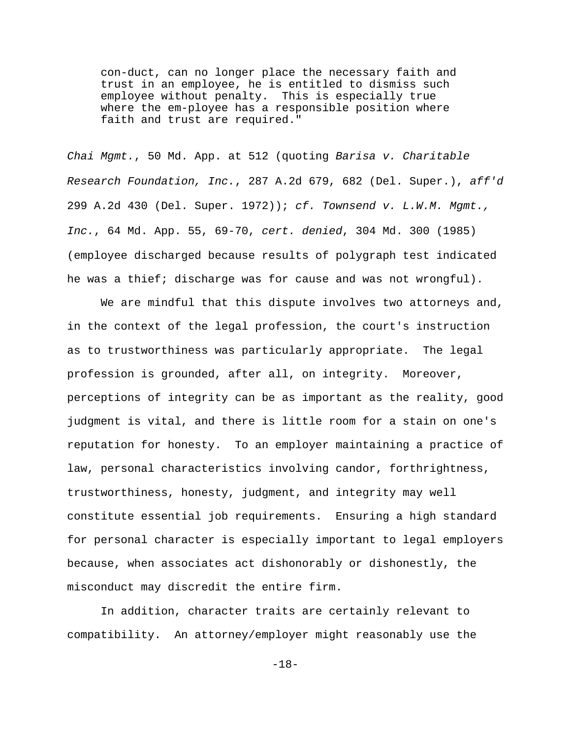> con-duct, can no longer place the necessary faith and trust in an employee, he is entitled to dismiss such employee without penalty. This is especially true where the em-ployee has a responsible position where faith and trust are required."

*Chai Mgmt.*, 50 Md. App. at 512 (quoting *Barisa v. Charitable Research Foundation, Inc.*, 287 A.2d 679, 682 (Del. Super.), *aff'd* 299 A.2d 430 (Del. Super. 1972)); *cf. Townsend v. L.W.M. Mgmt., Inc.*, 64 Md. App. 55, 69-70, *cert. denied*, 304 Md. 300 (1985) (employee discharged because results of polygraph test indicated he was a thief; discharge was for cause and was not wrongful).

We are mindful that this dispute involves two attorneys and, in the context of the legal profession, the court's instruction as to trustworthiness was particularly appropriate. The legal profession is grounded, after all, on integrity. Moreover, perceptions of integrity can be as important as the reality, good judgment is vital, and there is little room for a stain on one's reputation for honesty. To an employer maintaining a practice of law, personal characteristics involving candor, forthrightness, trustworthiness, honesty, judgment, and integrity may well constitute essential job requirements. Ensuring a high standard for personal character is especially important to legal employers because, when associates act dishonorably or dishonestly, the misconduct may discredit the entire firm.

In addition, character traits are certainly relevant to compatibility. An attorney/employer might reasonably use the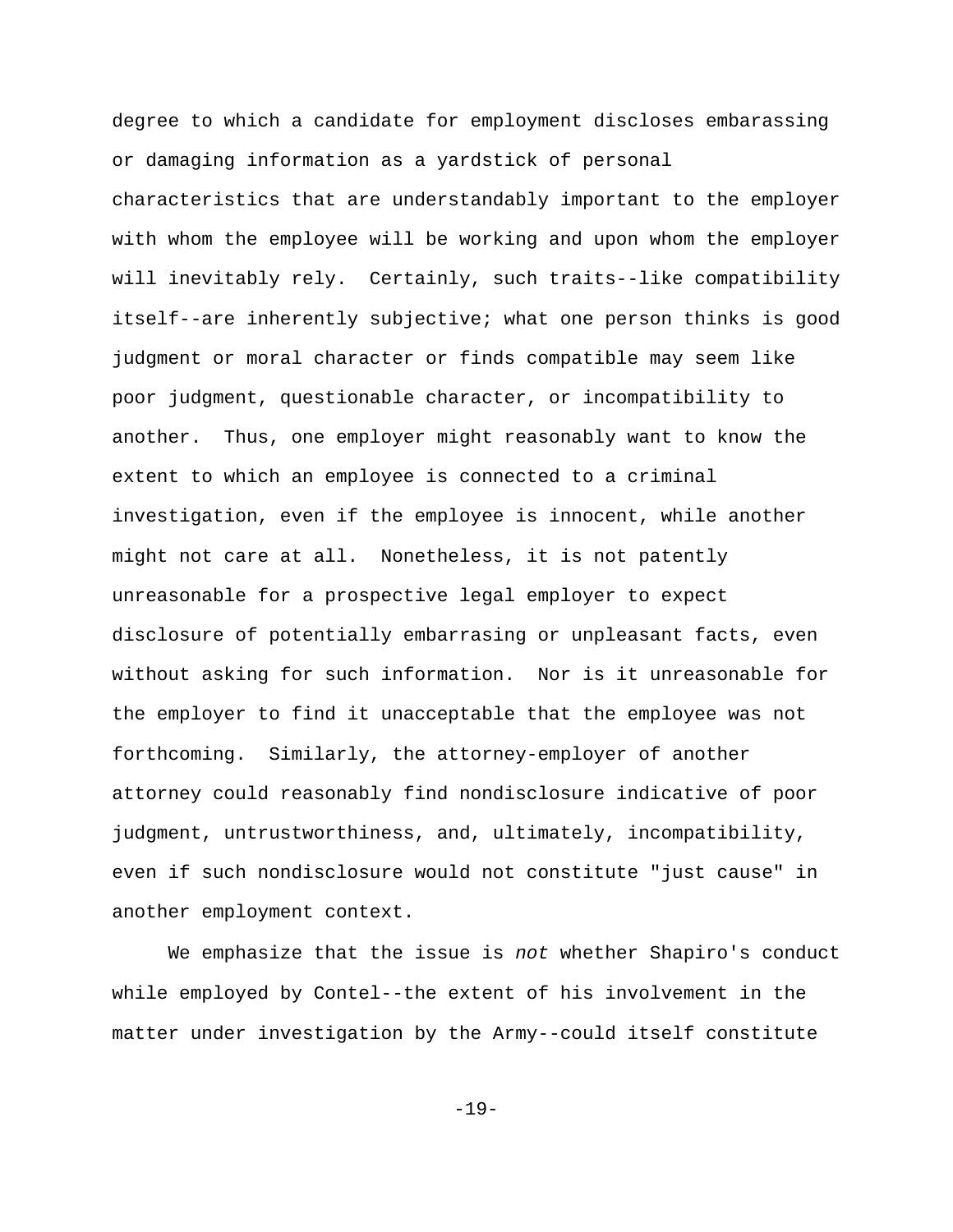degree to which a candidate for employment discloses embarassing or damaging information as a yardstick of personal characteristics that are understandably important to the employer with whom the employee will be working and upon whom the employer will inevitably rely. Certainly, such traits--like compatibility itself--are inherently subjective; what one person thinks is good judgment or moral character or finds compatible may seem like poor judgment, questionable character, or incompatibility to another. Thus, one employer might reasonably want to know the extent to which an employee is connected to a criminal investigation, even if the employee is innocent, while another might not care at all. Nonetheless, it is not patently unreasonable for a prospective legal employer to expect disclosure of potentially embarrasing or unpleasant facts, even without asking for such information. Nor is it unreasonable for the employer to find it unacceptable that the employee was not forthcoming. Similarly, the attorney-employer of another attorney could reasonably find nondisclosure indicative of poor judgment, untrustworthiness, and, ultimately, incompatibility, even if such nondisclosure would not constitute "just cause" in another employment context.

We emphasize that the issue is *not* whether Shapiro's conduct while employed by Contel--the extent of his involvement in the matter under investigation by the Army--could itself constitute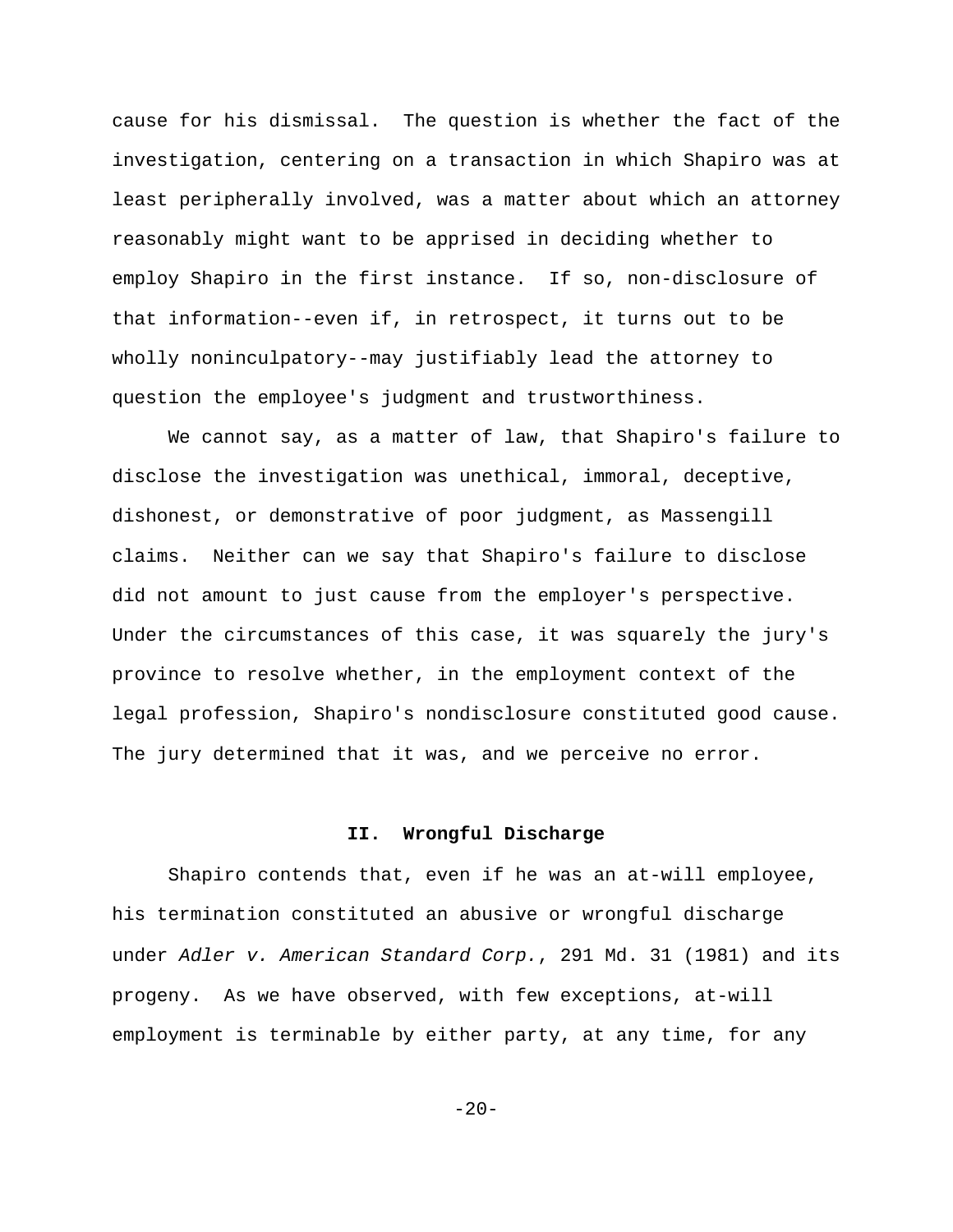cause for his dismissal. The question is whether the fact of the investigation, centering on a transaction in which Shapiro was at least peripherally involved, was a matter about which an attorney reasonably might want to be apprised in deciding whether to employ Shapiro in the first instance. If so, non-disclosure of that information--even if, in retrospect, it turns out to be wholly noninculpatory--may justifiably lead the attorney to question the employee's judgment and trustworthiness.

We cannot say, as a matter of law, that Shapiro's failure to disclose the investigation was unethical, immoral, deceptive, dishonest, or demonstrative of poor judgment, as Massengill claims. Neither can we say that Shapiro's failure to disclose did not amount to just cause from the employer's perspective. Under the circumstances of this case, it was squarely the jury's province to resolve whether, in the employment context of the legal profession, Shapiro's nondisclosure constituted good cause. The jury determined that it was, and we perceive no error.

## II. Wrongful Discharge

Shapiro contends that, even if he was an at-will employee, his termination constituted an abusive or wrongful discharge under *Adler v. American Standard Corp.*, 291 Md. 31 (1981) and its progeny. As we have observed, with few exceptions, at-will employment is terminable by either party, at any time, for any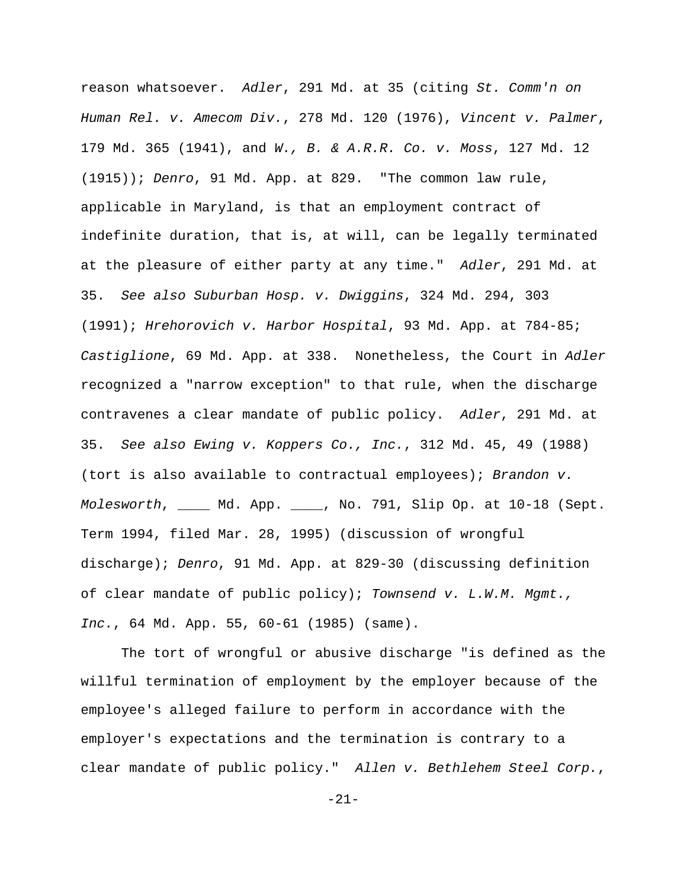reason whatsoever. *Adler*, 291 Md. at 35 (citing *St. Comm'n on Human Rel. v. Amecom Div.*, 278 Md. 120 (1976), *Vincent v. Palmer*, 179 Md. 365 (1941), and *W., B. & A.R.R. Co. v. Moss*, 127 Md. 12 (1915)); *Denro*, 91 Md. App. at 829. "The common law rule, applicable in Maryland, is that an employment contract of indefinite duration, that is, at will, can be legally terminated at the pleasure of either party at any time." *Adler*, 291 Md. at 35. *See also Suburban Hosp. v. Dwiggins*, 324 Md. 294, 303 (1991); *Hrehorovich v. Harbor Hospital*, 93 Md. App. at 784-85; *Castiglione*, 69 Md. App. at 338. Nonetheless, the Court in *Adler* recognized a "narrow exception" to that rule, when the discharge contravenes a clear mandate of public policy. *Adler*, 291 Md. at 35. *See also Ewing v. Koppers Co., Inc.*, 312 Md. 45, 49 (1988) (tort is also available to contractual employees); *Brandon v. Molesworth*, ____ Md. App. ____, No. 791, Slip Op. at 10-18 (Sept. Term 1994, filed Mar. 28, 1995) (discussion of wrongful discharge); *Denro*, 91 Md. App. at 829-30 (discussing definition of clear mandate of public policy); *Townsend v. L.W.M. Mgmt., Inc.*, 64 Md. App. 55, 60-61 (1985) (same).

The tort of wrongful or abusive discharge "is defined as the willful termination of employment by the employer because of the employee's alleged failure to perform in accordance with the employer's expectations and the termination is contrary to a clear mandate of public policy." *Allen v. Bethlehem Steel Corp.*,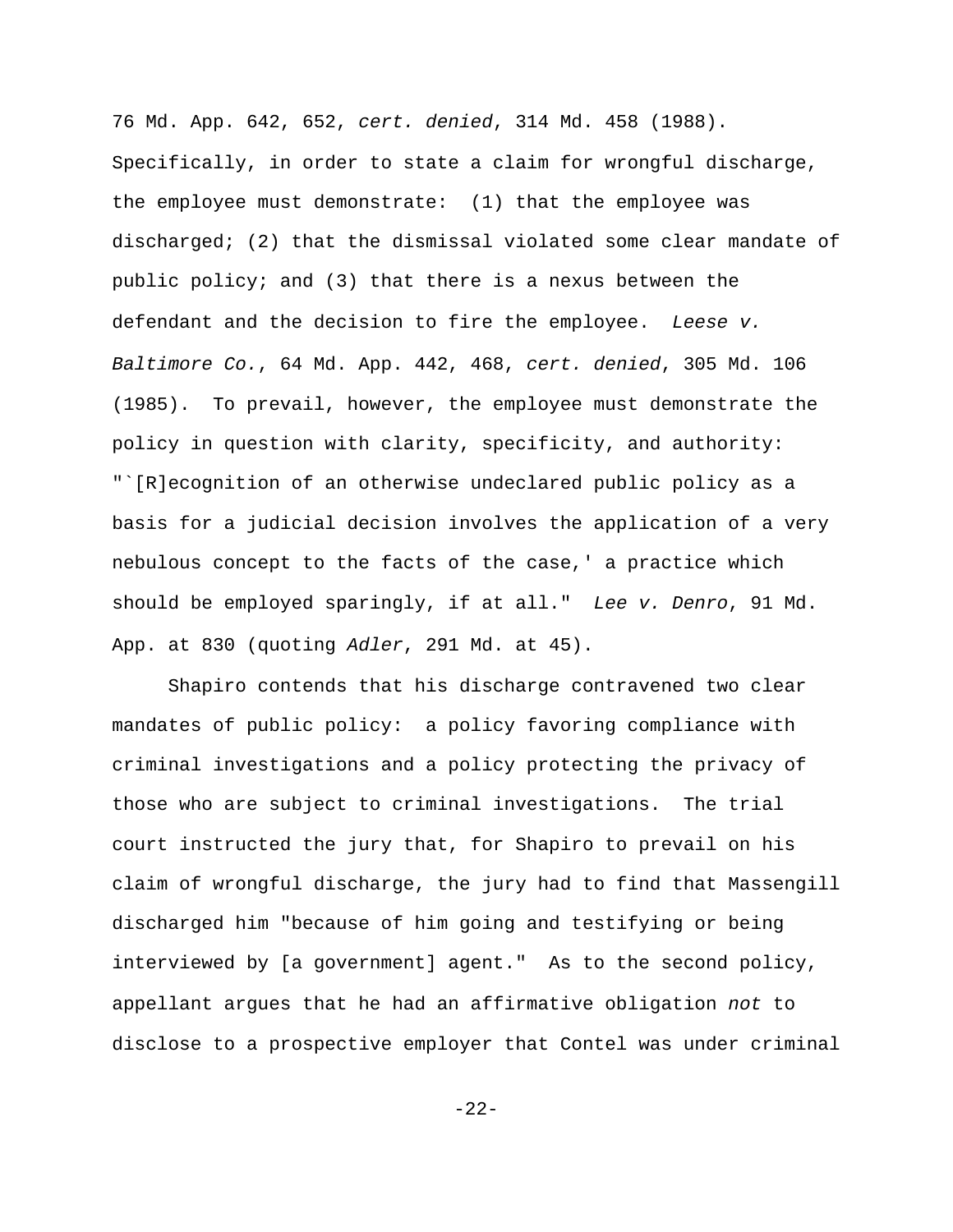76 Md. App. 642, 652, *cert. denied*, 314 Md. 458 (1988). Specifically, in order to state a claim for wrongful discharge, the employee must demonstrate: (1) that the employee was discharged; (2) that the dismissal violated some clear mandate of public policy; and (3) that there is a nexus between the defendant and the decision to fire the employee. *Leese v. Baltimore Co.*, 64 Md. App. 442, 468, *cert. denied*, 305 Md. 106 (1985). To prevail, however, the employee must demonstrate the policy in question with clarity, specificity, and authority: "`[R]ecognition of an otherwise undeclared public policy as a basis for a judicial decision involves the application of a very nebulous concept to the facts of the case,' a practice which should be employed sparingly, if at all." *Lee v. Denro*, 91 Md. App. at 830 (quoting *Adler*, 291 Md. at 45).

Shapiro contends that his discharge contravened two clear mandates of public policy: a policy favoring compliance with criminal investigations and a policy protecting the privacy of those who are subject to criminal investigations. The trial court instructed the jury that, for Shapiro to prevail on his claim of wrongful discharge, the jury had to find that Massengill discharged him "because of him going and testifying or being interviewed by [a government] agent." As to the second policy, appellant argues that he had an affirmative obligation *not* to disclose to a prospective employer that Contel was under criminal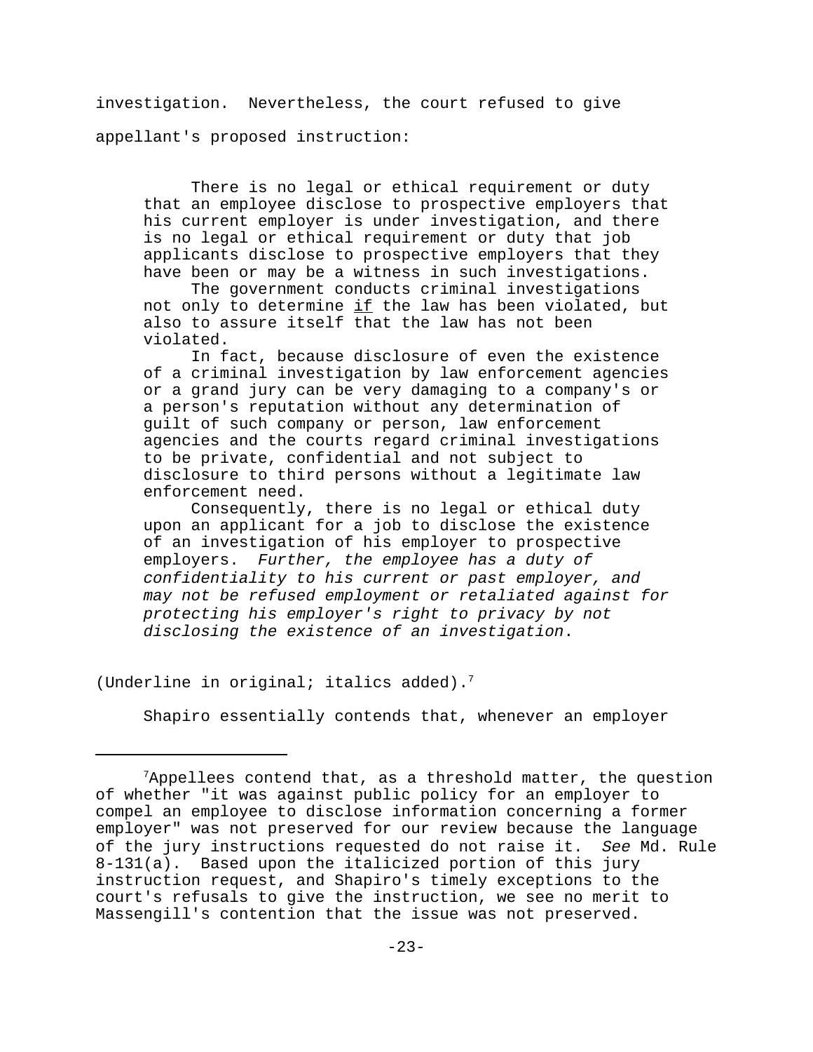investigation. Nevertheless, the court refused to give appellant's proposed instruction:

> There is no legal or ethical requirement or duty that an employee disclose to prospective employers that his current employer is under investigation, and there is no legal or ethical requirement or duty that job applicants disclose to prospective employers that they have been or may be a witness in such investigations.
>
> The government conducts criminal investigations not only to determine <u>if</u> the law has been violated, but also to assure itself that the law has not been violated.
>
> In fact, because disclosure of even the existence of a criminal investigation by law enforcement agencies or a grand jury can be very damaging to a company's or a person's reputation without any determination of guilt of such company or person, law enforcement agencies and the courts regard criminal investigations to be private, confidential and not subject to disclosure to third persons without a legitimate law enforcement need.
>
> Consequently, there is no legal or ethical duty upon an applicant for a job to disclose the existence of an investigation of his employer to prospective employers. *Further, the employee has a duty of confidentiality to his current or past employer, and may not be refused employment or retaliated against for protecting his employer's right to privacy by not disclosing the existence of an investigation*.

(Underline in original; italics added).[7]

Shapiro essentially contends that, whenever an employer

---

[7]Appellees contend that, as a threshold matter, the question of whether "it was against public policy for an employer to compel an employee to disclose information concerning a former employer" was not preserved for our review because the language of the jury instructions requested do not raise it. *See* Md. Rule 8-131(a). Based upon the italicized portion of this jury instruction request, and Shapiro's timely exceptions to the court's refusals to give the instruction, we see no merit to Massengill's contention that the issue was not preserved.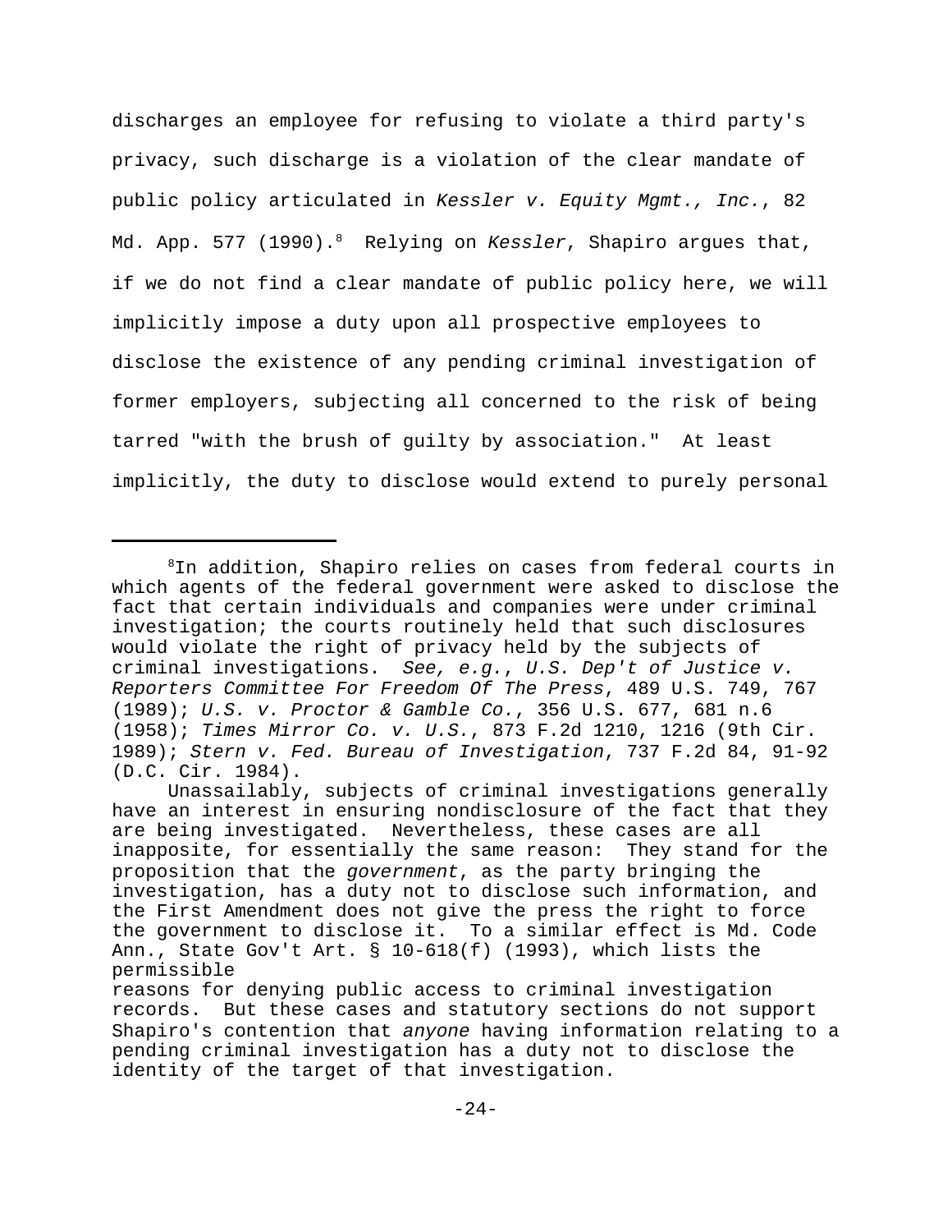discharges an employee for refusing to violate a third party's privacy, such discharge is a violation of the clear mandate of public policy articulated in *Kessler v. Equity Mgmt., Inc.*, 82 Md. App. 577 (1990).[8] Relying on *Kessler*, Shapiro argues that, if we do not find a clear mandate of public policy here, we will implicitly impose a duty upon all prospective employees to disclose the existence of any pending criminal investigation of former employers, subjecting all concerned to the risk of being tarred "with the brush of guilty by association." At least implicitly, the duty to disclose would extend to purely personal

---

[8]In addition, Shapiro relies on cases from federal courts in which agents of the federal government were asked to disclose the fact that certain individuals and companies were under criminal investigation; the courts routinely held that such disclosures would violate the right of privacy held by the subjects of criminal investigations. *See, e.g.*, *U.S. Dep't of Justice v. Reporters Committee For Freedom Of The Press*, 489 U.S. 749, 767 (1989); *U.S. v. Proctor & Gamble Co.*, 356 U.S. 677, 681 n.6 (1958); *Times Mirror Co. v. U.S.*, 873 F.2d 1210, 1216 (9th Cir. 1989); *Stern v. Fed. Bureau of Investigation*, 737 F.2d 84, 91-92 (D.C. Cir. 1984).

Unassailably, subjects of criminal investigations generally have an interest in ensuring nondisclosure of the fact that they are being investigated. Nevertheless, these cases are all inapposite, for essentially the same reason: They stand for the proposition that the *government*, as the party bringing the investigation, has a duty not to disclose such information, and the First Amendment does not give the press the right to force the government to disclose it. To a similar effect is Md. Code Ann., State Gov't Art. § 10-618(f) (1993), which lists the permissible reasons for denying public access to criminal investigation records. But these cases and statutory sections do not support Shapiro's contention that *anyone* having information relating to a pending criminal investigation has a duty not to disclose the identity of the target of that investigation.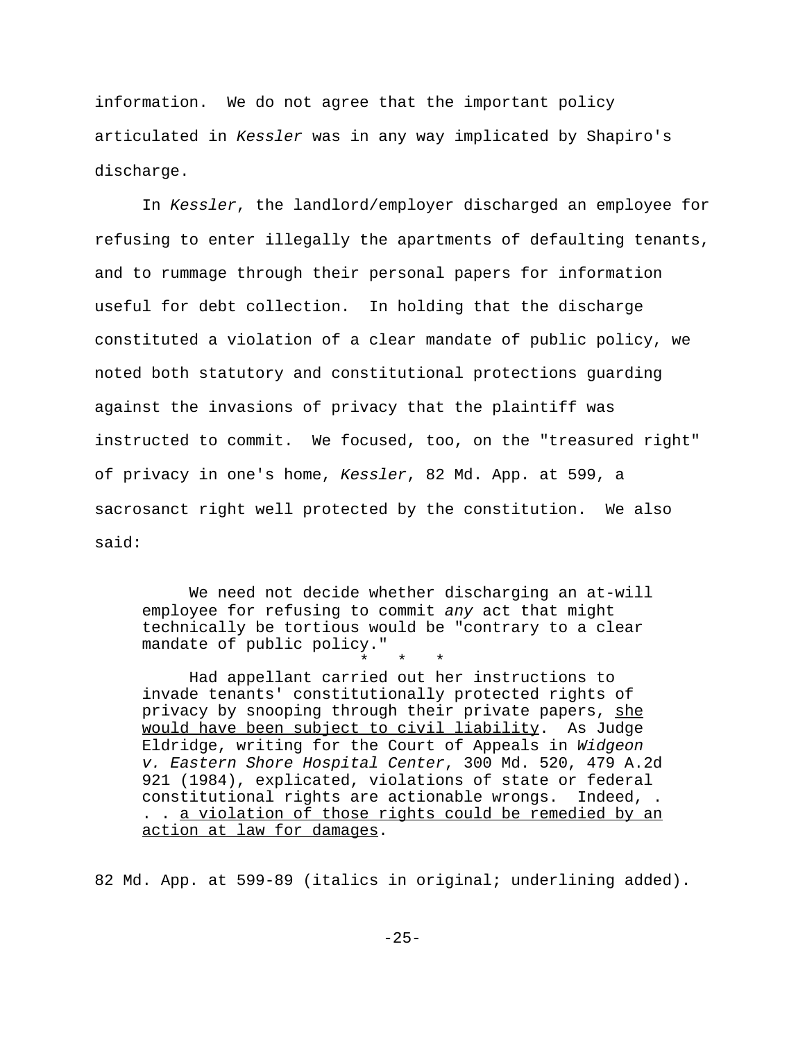information. We do not agree that the important policy articulated in *Kessler* was in any way implicated by Shapiro's discharge.

In *Kessler*, the landlord/employer discharged an employee for refusing to enter illegally the apartments of defaulting tenants, and to rummage through their personal papers for information useful for debt collection. In holding that the discharge constituted a violation of a clear mandate of public policy, we noted both statutory and constitutional protections guarding against the invasions of privacy that the plaintiff was instructed to commit. We focused, too, on the "treasured right" of privacy in one's home, *Kessler*, 82 Md. App. at 599, a sacrosanct right well protected by the constitution. We also said:

> We need not decide whether discharging an at-will employee for refusing to commit *any* act that might technically be tortious would be "contrary to a clear mandate of public policy."
>
> \* \* \*
>
> Had appellant carried out her instructions to invade tenants' constitutionally protected rights of privacy by snooping through their private papers, <u>she would have been subject to civil liability</u>. As Judge Eldridge, writing for the Court of Appeals in *Widgeon v. Eastern Shore Hospital Center*, 300 Md. 520, 479 A.2d 921 (1984), explicated, violations of state or federal constitutional rights are actionable wrongs. Indeed, . . . <u>a violation of those rights could be remedied by an action at law for damages</u>.

82 Md. App. at 599-89 (italics in original; underlining added).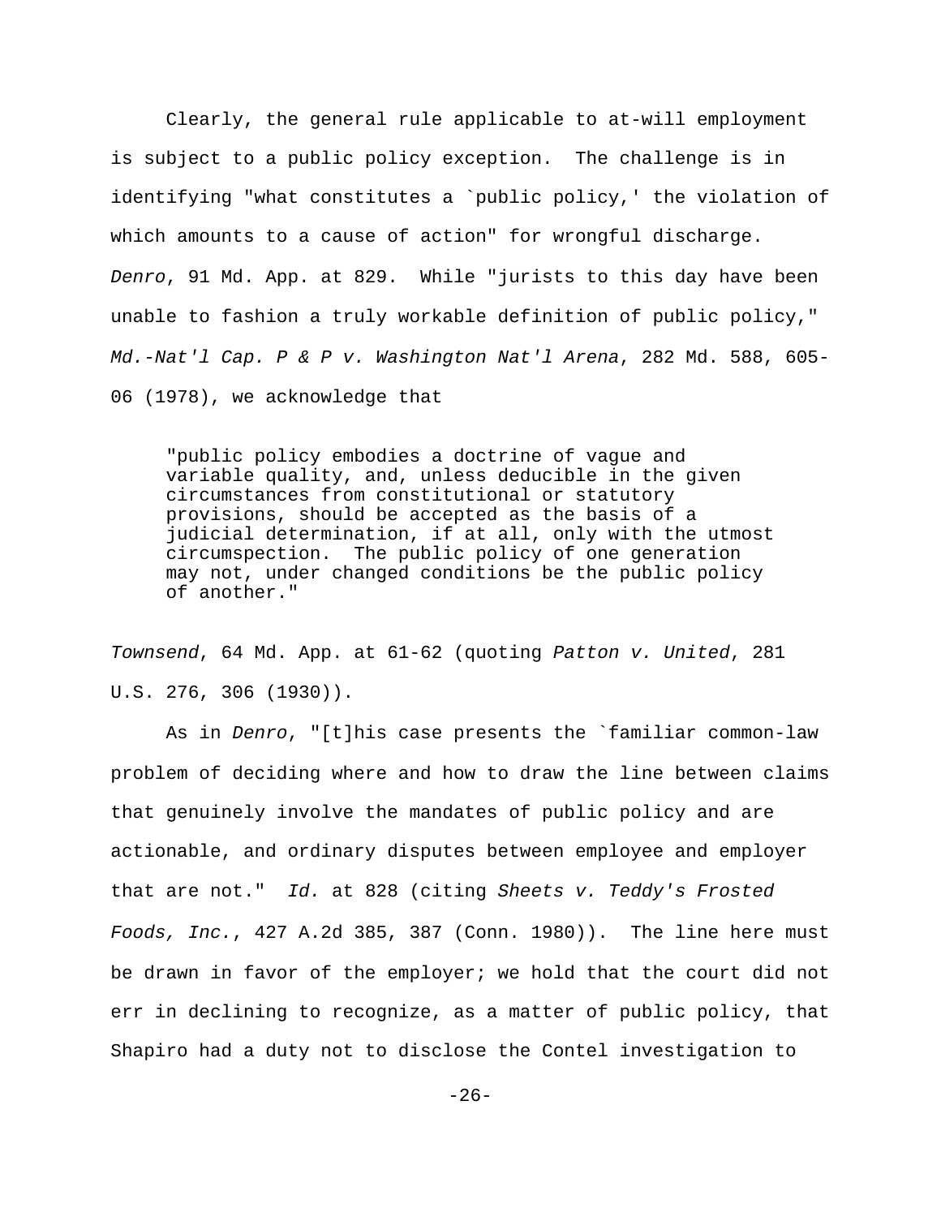Clearly, the general rule applicable to at-will employment is subject to a public policy exception. The challenge is in identifying "what constitutes a `public policy,' the violation of which amounts to a cause of action" for wrongful discharge. *Denro*, 91 Md. App. at 829. While "jurists to this day have been unable to fashion a truly workable definition of public policy," *Md.-Nat'l Cap. P & P v. Washington Nat'l Arena*, 282 Md. 588, 605-06 (1978), we acknowledge that

> "public policy embodies a doctrine of vague and variable quality, and, unless deducible in the given circumstances from constitutional or statutory provisions, should be accepted as the basis of a judicial determination, if at all, only with the utmost circumspection. The public policy of one generation may not, under changed conditions be the public policy of another."

*Townsend*, 64 Md. App. at 61-62 (quoting *Patton v. United*, 281 U.S. 276, 306 (1930)).

As in *Denro*, "[t]his case presents the `familiar common-law problem of deciding where and how to draw the line between claims that genuinely involve the mandates of public policy and are actionable, and ordinary disputes between employee and employer that are not." *Id.* at 828 (citing *Sheets v. Teddy's Frosted Foods, Inc.*, 427 A.2d 385, 387 (Conn. 1980)). The line here must be drawn in favor of the employer; we hold that the court did not err in declining to recognize, as a matter of public policy, that Shapiro had a duty not to disclose the Contel investigation to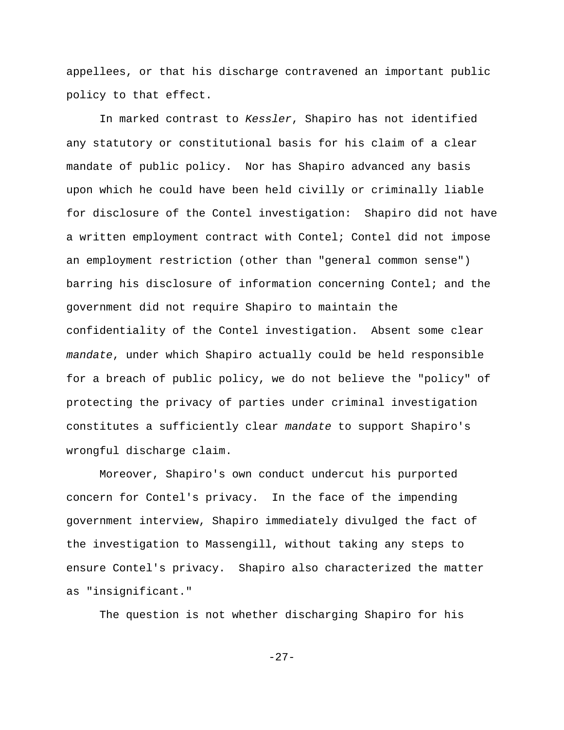appellees, or that his discharge contravened an important public policy to that effect.

In marked contrast to *Kessler*, Shapiro has not identified any statutory or constitutional basis for his claim of a clear mandate of public policy. Nor has Shapiro advanced any basis upon which he could have been held civilly or criminally liable for disclosure of the Contel investigation: Shapiro did not have a written employment contract with Contel; Contel did not impose an employment restriction (other than "general common sense") barring his disclosure of information concerning Contel; and the government did not require Shapiro to maintain the confidentiality of the Contel investigation. Absent some clear *mandate*, under which Shapiro actually could be held responsible for a breach of public policy, we do not believe the "policy" of protecting the privacy of parties under criminal investigation constitutes a sufficiently clear *mandate* to support Shapiro's wrongful discharge claim.

Moreover, Shapiro's own conduct undercut his purported concern for Contel's privacy. In the face of the impending government interview, Shapiro immediately divulged the fact of the investigation to Massengill, without taking any steps to ensure Contel's privacy. Shapiro also characterized the matter as "insignificant."

The question is not whether discharging Shapiro for his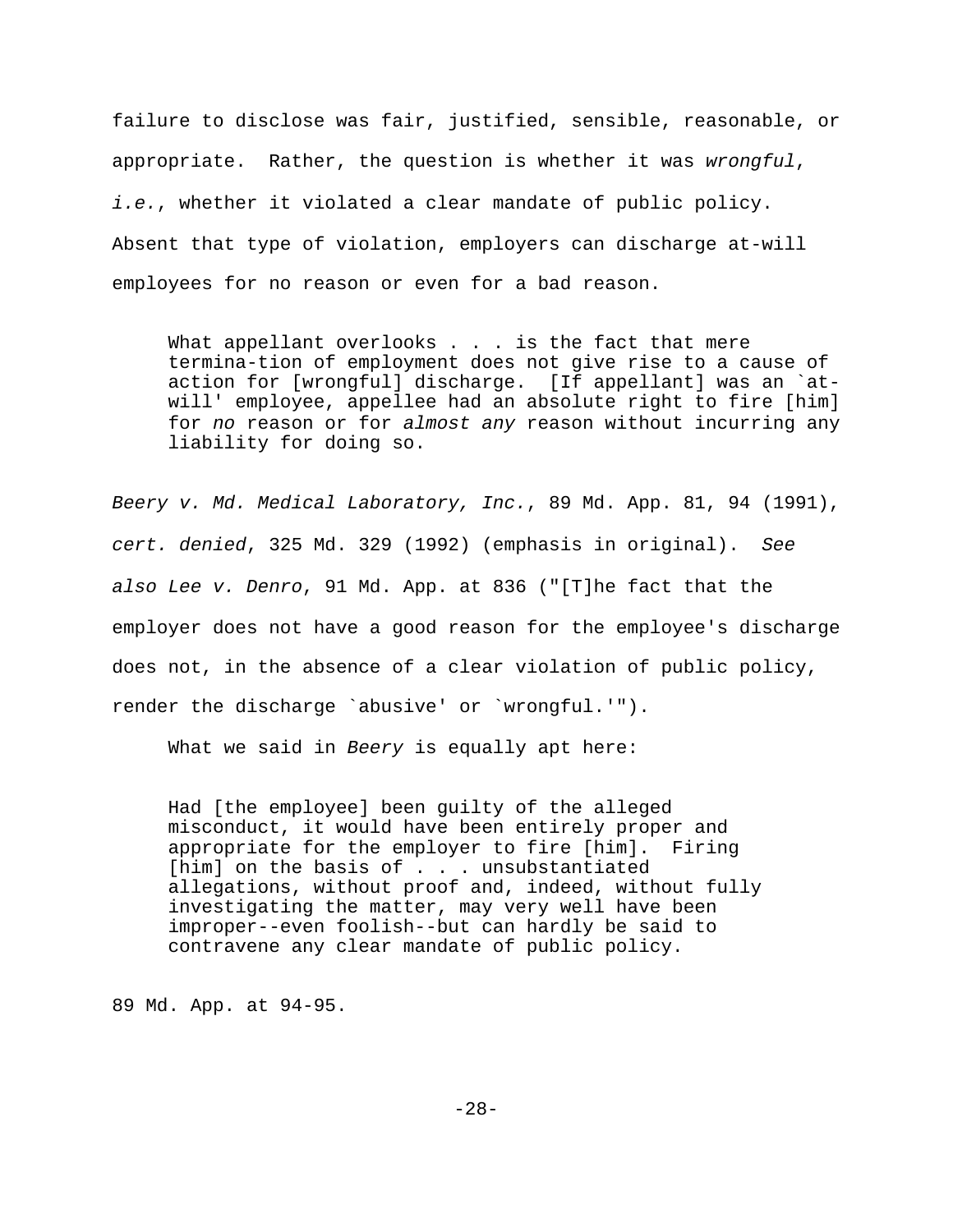failure to disclose was fair, justified, sensible, reasonable, or appropriate. Rather, the question is whether it was *wrongful*, *i.e.*, whether it violated a clear mandate of public policy. Absent that type of violation, employers can discharge at-will employees for no reason or even for a bad reason.

> What appellant overlooks . . . is the fact that mere termina-tion of employment does not give rise to a cause of action for [wrongful] discharge. [If appellant] was an `at-will' employee, appellee had an absolute right to fire [him] for *no* reason or for *almost any* reason without incurring any liability for doing so.

*Beery v. Md. Medical Laboratory, Inc.*, 89 Md. App. 81, 94 (1991), *cert. denied*, 325 Md. 329 (1992) (emphasis in original). *See also Lee v. Denro*, 91 Md. App. at 836 ("[T]he fact that the employer does not have a good reason for the employee's discharge does not, in the absence of a clear violation of public policy, render the discharge `abusive' or `wrongful.'").

What we said in *Beery* is equally apt here:

> Had [the employee] been guilty of the alleged misconduct, it would have been entirely proper and appropriate for the employer to fire [him]. Firing [him] on the basis of . . . unsubstantiated allegations, without proof and, indeed, without fully investigating the matter, may very well have been improper--even foolish--but can hardly be said to contravene any clear mandate of public policy.

89 Md. App. at 94-95.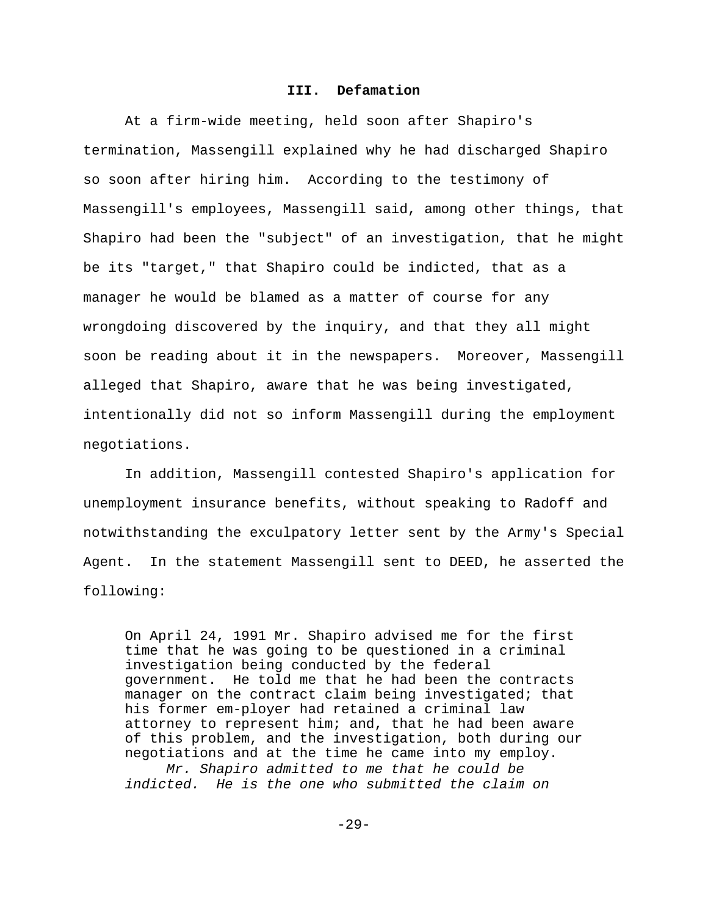### III. Defamation

At a firm-wide meeting, held soon after Shapiro's termination, Massengill explained why he had discharged Shapiro so soon after hiring him. According to the testimony of Massengill's employees, Massengill said, among other things, that Shapiro had been the "subject" of an investigation, that he might be its "target," that Shapiro could be indicted, that as a manager he would be blamed as a matter of course for any wrongdoing discovered by the inquiry, and that they all might soon be reading about it in the newspapers. Moreover, Massengill alleged that Shapiro, aware that he was being investigated, intentionally did not so inform Massengill during the employment negotiations.

In addition, Massengill contested Shapiro's application for unemployment insurance benefits, without speaking to Radoff and notwithstanding the exculpatory letter sent by the Army's Special Agent. In the statement Massengill sent to DEED, he asserted the following:

> On April 24, 1991 Mr. Shapiro advised me for the first time that he was going to be questioned in a criminal investigation being conducted by the federal government. He told me that he had been the contracts manager on the contract claim being investigated; that his former em-ployer had retained a criminal law attorney to represent him; and, that he had been aware of this problem, and the investigation, both during our negotiations and at the time he came into my employ.
>
> *Mr. Shapiro admitted to me that he could be indicted. He is the one who submitted the claim on*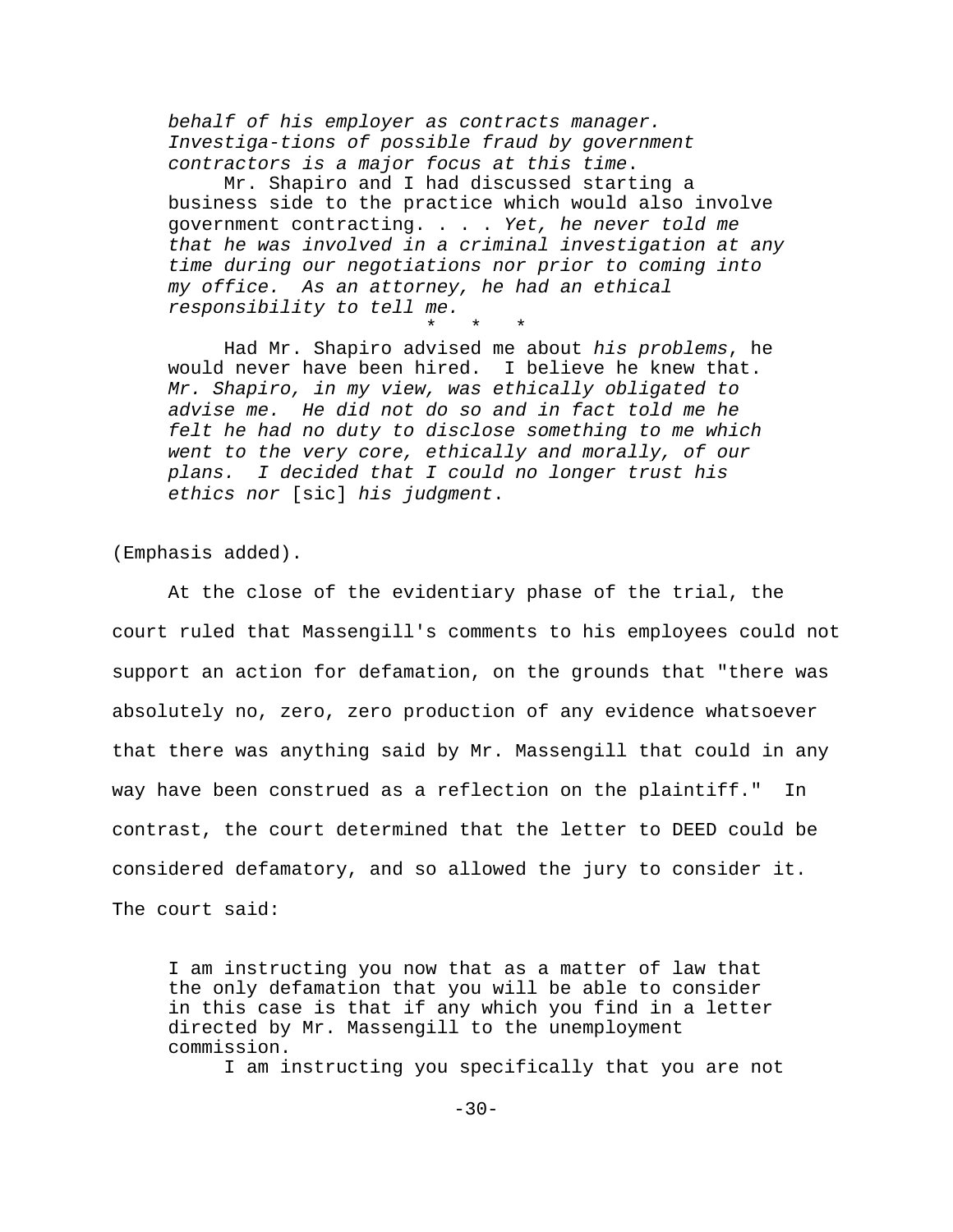> *behalf of his employer as contracts manager. Investiga-tions of possible fraud by government contractors is a major focus at this time*.
>
> Mr. Shapiro and I had discussed starting a business side to the practice which would also involve government contracting. . . . *Yet, he never told me that he was involved in a criminal investigation at any time during our negotiations nor prior to coming into my office. As an attorney, he had an ethical responsibility to tell me.*
>
> \* \* \*
>
> Had Mr. Shapiro advised me about *his problems*, he would never have been hired. I believe he knew that. *Mr. Shapiro, in my view, was ethically obligated to advise me. He did not do so and in fact told me he felt he had no duty to disclose something to me which went to the very core, ethically and morally, of our plans. I decided that I could no longer trust his ethics nor* [sic] *his judgment*.

(Emphasis added).

At the close of the evidentiary phase of the trial, the court ruled that Massengill's comments to his employees could not support an action for defamation, on the grounds that "there was absolutely no, zero, zero production of any evidence whatsoever that there was anything said by Mr. Massengill that could in any way have been construed as a reflection on the plaintiff." In contrast, the court determined that the letter to DEED could be considered defamatory, and so allowed the jury to consider it. The court said:

> I am instructing you now that as a matter of law that the only defamation that you will be able to consider in this case is that if any which you find in a letter directed by Mr. Massengill to the unemployment commission.
>
> I am instructing you specifically that you are not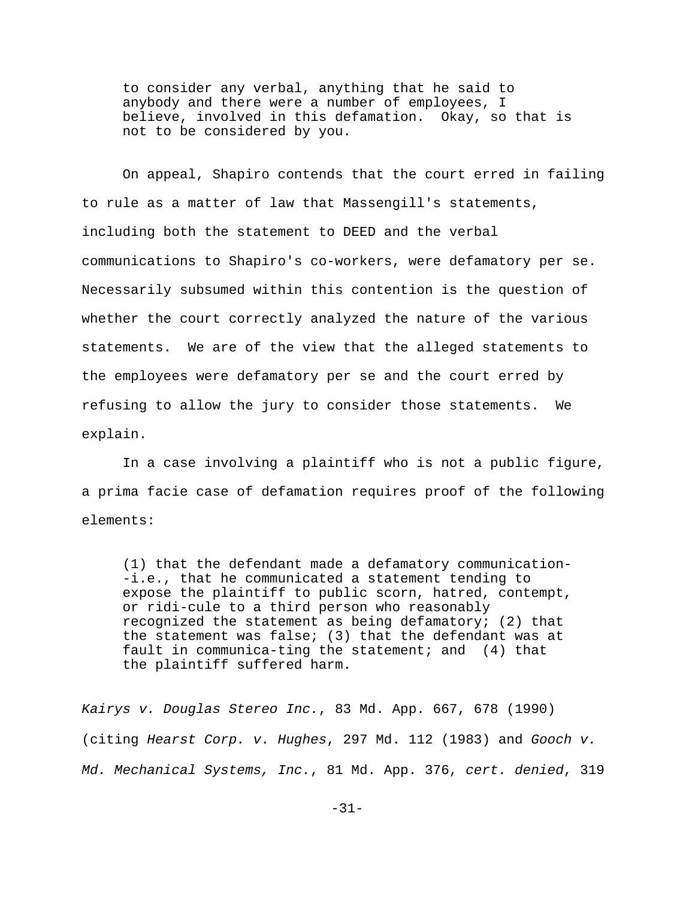> to consider any verbal, anything that he said to anybody and there were a number of employees, I believe, involved in this defamation. Okay, so that is not to be considered by you.

On appeal, Shapiro contends that the court erred in failing to rule as a matter of law that Massengill's statements, including both the statement to DEED and the verbal communications to Shapiro's co-workers, were defamatory per se. Necessarily subsumed within this contention is the question of whether the court correctly analyzed the nature of the various statements. We are of the view that the alleged statements to the employees were defamatory per se and the court erred by refusing to allow the jury to consider those statements. We explain.

In a case involving a plaintiff who is not a public figure, a prima facie case of defamation requires proof of the following elements:

> (1) that the defendant made a defamatory communication--i.e., that he communicated a statement tending to expose the plaintiff to public scorn, hatred, contempt, or ridi-cule to a third person who reasonably recognized the statement as being defamatory; (2) that the statement was false; (3) that the defendant was at fault in communica-ting the statement; and (4) that the plaintiff suffered harm.

*Kairys v. Douglas Stereo Inc.*, 83 Md. App. 667, 678 (1990) (citing *Hearst Corp. v. Hughes*, 297 Md. 112 (1983) and *Gooch v. Md. Mechanical Systems, Inc.*, 81 Md. App. 376, *cert. denied*, 319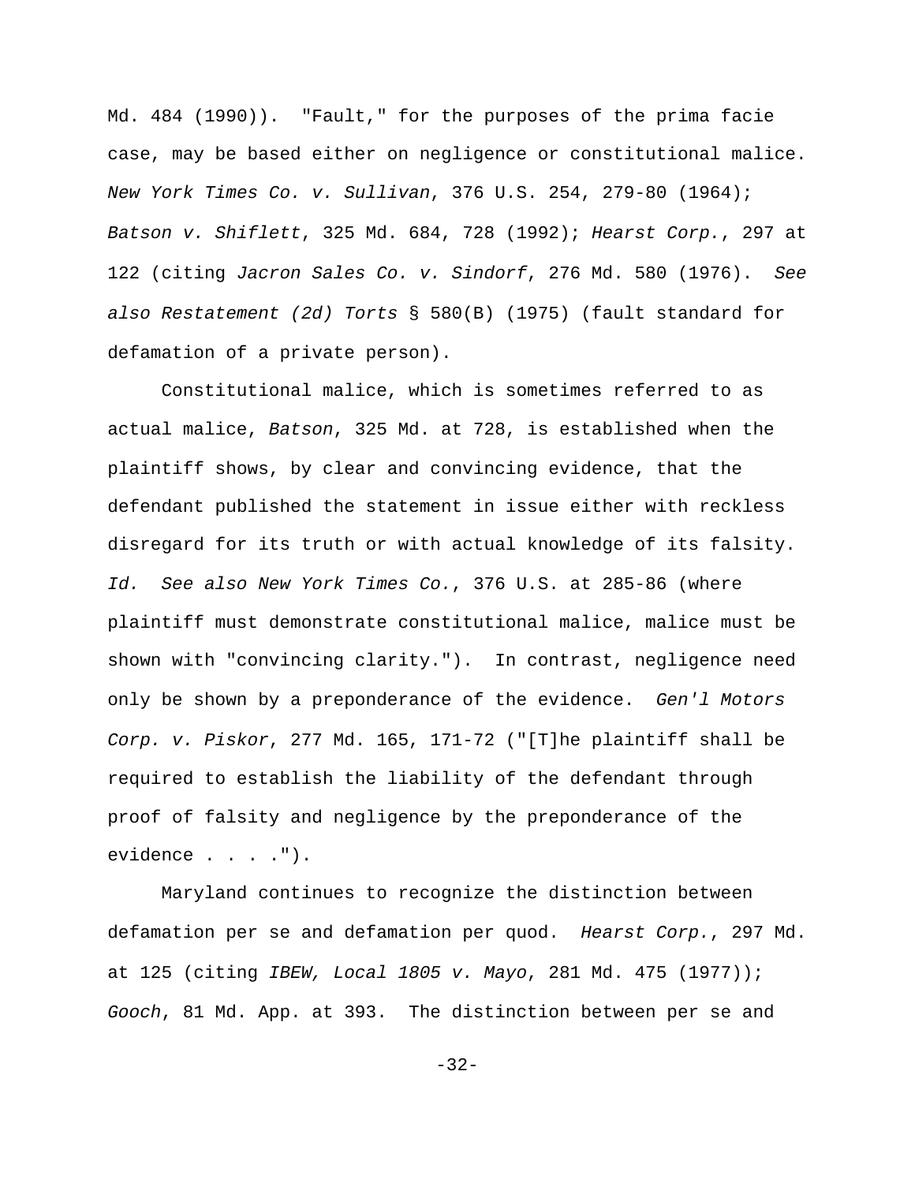Md. 484 (1990)). "Fault," for the purposes of the prima facie case, may be based either on negligence or constitutional malice. *New York Times Co. v. Sullivan*, 376 U.S. 254, 279-80 (1964); *Batson v. Shiflett*, 325 Md. 684, 728 (1992); *Hearst Corp.*, 297 at 122 (citing *Jacron Sales Co. v. Sindorf*, 276 Md. 580 (1976). *See also Restatement (2d) Torts* § 580(B) (1975) (fault standard for defamation of a private person).

Constitutional malice, which is sometimes referred to as actual malice, *Batson*, 325 Md. at 728, is established when the plaintiff shows, by clear and convincing evidence, that the defendant published the statement in issue either with reckless disregard for its truth or with actual knowledge of its falsity. *Id. See also New York Times Co.*, 376 U.S. at 285-86 (where plaintiff must demonstrate constitutional malice, malice must be shown with "convincing clarity."). In contrast, negligence need only be shown by a preponderance of the evidence. *Gen'l Motors Corp. v. Piskor*, 277 Md. 165, 171-72 ("[T]he plaintiff shall be required to establish the liability of the defendant through proof of falsity and negligence by the preponderance of the evidence . . . .").

Maryland continues to recognize the distinction between defamation per se and defamation per quod. *Hearst Corp.*, 297 Md. at 125 (citing *IBEW, Local 1805 v. Mayo*, 281 Md. 475 (1977)); *Gooch*, 81 Md. App. at 393. The distinction between per se and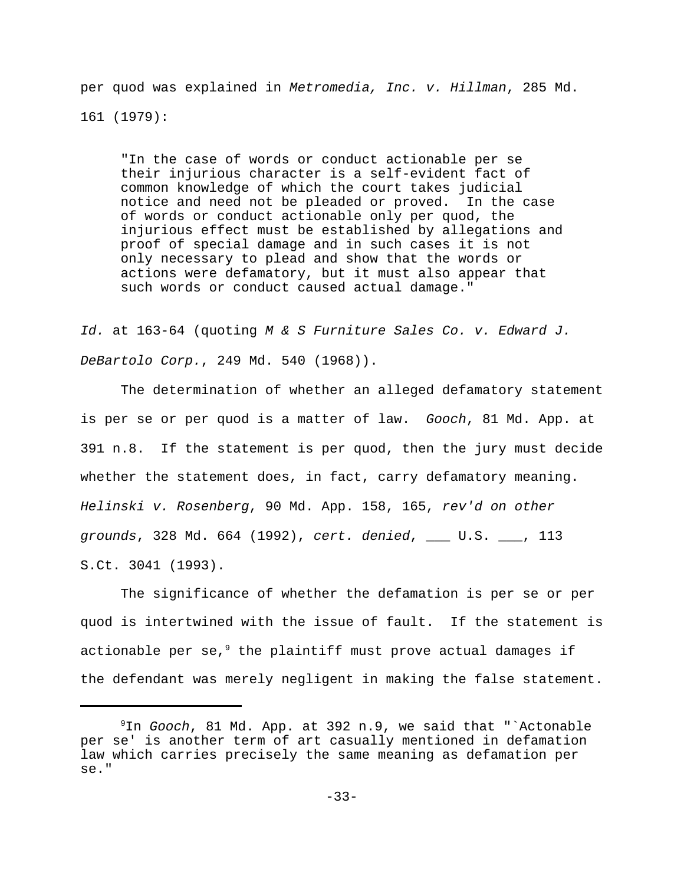per quod was explained in *Metromedia, Inc. v. Hillman*, 285 Md. 161 (1979):

> "In the case of words or conduct actionable per se their injurious character is a self-evident fact of common knowledge of which the court takes judicial notice and need not be pleaded or proved. In the case of words or conduct actionable only per quod, the injurious effect must be established by allegations and proof of special damage and in such cases it is not only necessary to plead and show that the words or actions were defamatory, but it must also appear that such words or conduct caused actual damage."

*Id.* at 163-64 (quoting *M & S Furniture Sales Co. v. Edward J. DeBartolo Corp.*, 249 Md. 540 (1968)).

The determination of whether an alleged defamatory statement is per se or per quod is a matter of law. *Gooch*, 81 Md. App. at 391 n.8. If the statement is per quod, then the jury must decide whether the statement does, in fact, carry defamatory meaning. *Helinski v. Rosenberg*, 90 Md. App. 158, 165, *rev'd on other grounds*, 328 Md. 664 (1992), *cert. denied*, ___ U.S. ___, 113 S.Ct. 3041 (1993).

The significance of whether the defamation is per se or per quod is intertwined with the issue of fault. If the statement is actionable per se,[9] the plaintiff must prove actual damages if the defendant was merely negligent in making the false statement.

---

[9] In *Gooch*, 81 Md. App. at 392 n.9, we said that "`Actionable per se' is another term of art casually mentioned in defamation law which carries precisely the same meaning as defamation per se."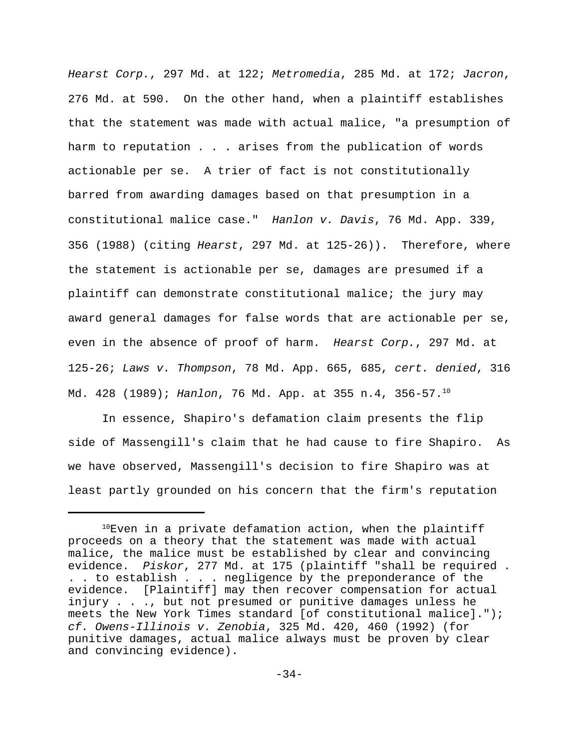*Hearst Corp.*, 297 Md. at 122; *Metromedia*, 285 Md. at 172; *Jacron*, 276 Md. at 590. On the other hand, when a plaintiff establishes that the statement was made with actual malice, "a presumption of harm to reputation . . . arises from the publication of words actionable per se. A trier of fact is not constitutionally barred from awarding damages based on that presumption in a constitutional malice case." *Hanlon v. Davis*, 76 Md. App. 339, 356 (1988) (citing *Hearst*, 297 Md. at 125-26)). Therefore, where the statement is actionable per se, damages are presumed if a plaintiff can demonstrate constitutional malice; the jury may award general damages for false words that are actionable per se, even in the absence of proof of harm. *Hearst Corp.*, 297 Md. at 125-26; *Laws v. Thompson*, 78 Md. App. 665, 685, *cert. denied*, 316 Md. 428 (1989); *Hanlon*, 76 Md. App. at 355 n.4, 356-57.[10]

In essence, Shapiro's defamation claim presents the flip side of Massengill's claim that he had cause to fire Shapiro. As we have observed, Massengill's decision to fire Shapiro was at least partly grounded on his concern that the firm's reputation

---

[10]Even in a private defamation action, when the plaintiff proceeds on a theory that the statement was made with actual malice, the malice must be established by clear and convincing evidence. *Piskor*, 277 Md. at 175 (plaintiff "shall be required . . . to establish . . . negligence by the preponderance of the evidence. [Plaintiff] may then recover compensation for actual injury . . ., but not presumed or punitive damages unless he meets the New York Times standard [of constitutional malice]."); *cf. Owens-Illinois v. Zenobia*, 325 Md. 420, 460 (1992) (for punitive damages, actual malice always must be proven by clear and convincing evidence).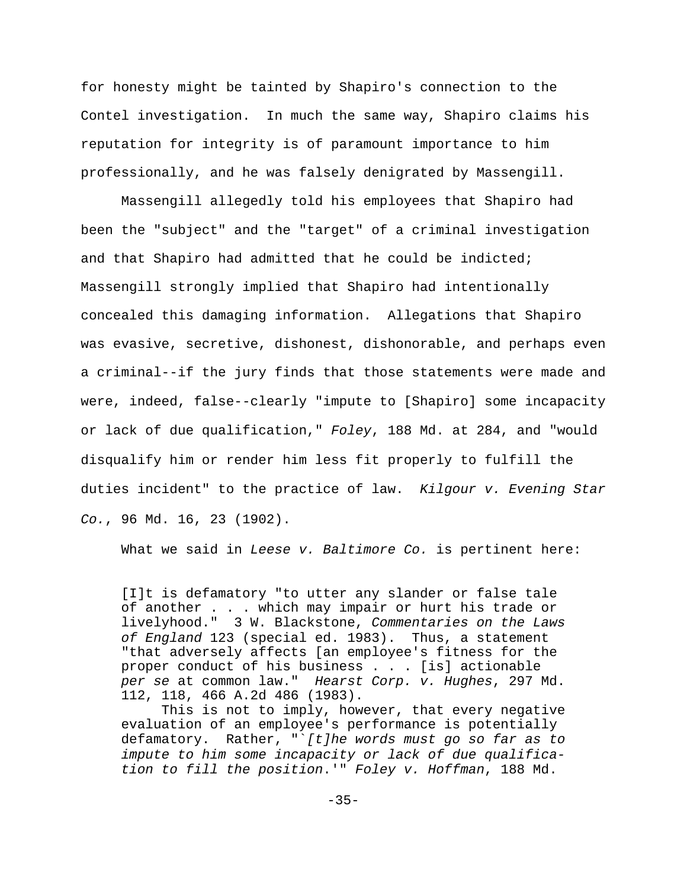for honesty might be tainted by Shapiro's connection to the Contel investigation. In much the same way, Shapiro claims his reputation for integrity is of paramount importance to him professionally, and he was falsely denigrated by Massengill.

Massengill allegedly told his employees that Shapiro had been the "subject" and the "target" of a criminal investigation and that Shapiro had admitted that he could be indicted; Massengill strongly implied that Shapiro had intentionally concealed this damaging information. Allegations that Shapiro was evasive, secretive, dishonest, dishonorable, and perhaps even a criminal--if the jury finds that those statements were made and were, indeed, false--clearly "impute to [Shapiro] some incapacity or lack of due qualification," *Foley*, 188 Md. at 284, and "would disqualify him or render him less fit properly to fulfill the duties incident" to the practice of law. *Kilgour v. Evening Star Co.*, 96 Md. 16, 23 (1902).

What we said in *Leese v. Baltimore Co.* is pertinent here:

> [I]t is defamatory "to utter any slander or false tale of another . . . which may impair or hurt his trade or livelyhood." 3 W. Blackstone, *Commentaries on the Laws of England* 123 (special ed. 1983). Thus, a statement "that adversely affects [an employee's fitness for the proper conduct of his business . . . [is] actionable *per se* at common law." *Hearst Corp. v. Hughes*, 297 Md. 112, 118, 466 A.2d 486 (1983).
>
> This is not to imply, however, that every negative evaluation of an employee's performance is potentially defamatory. Rather, "`*[t]he words must go so far as to impute to him some incapacity or lack of due qualification to fill the position*.'" *Foley v. Hoffman*, 188 Md.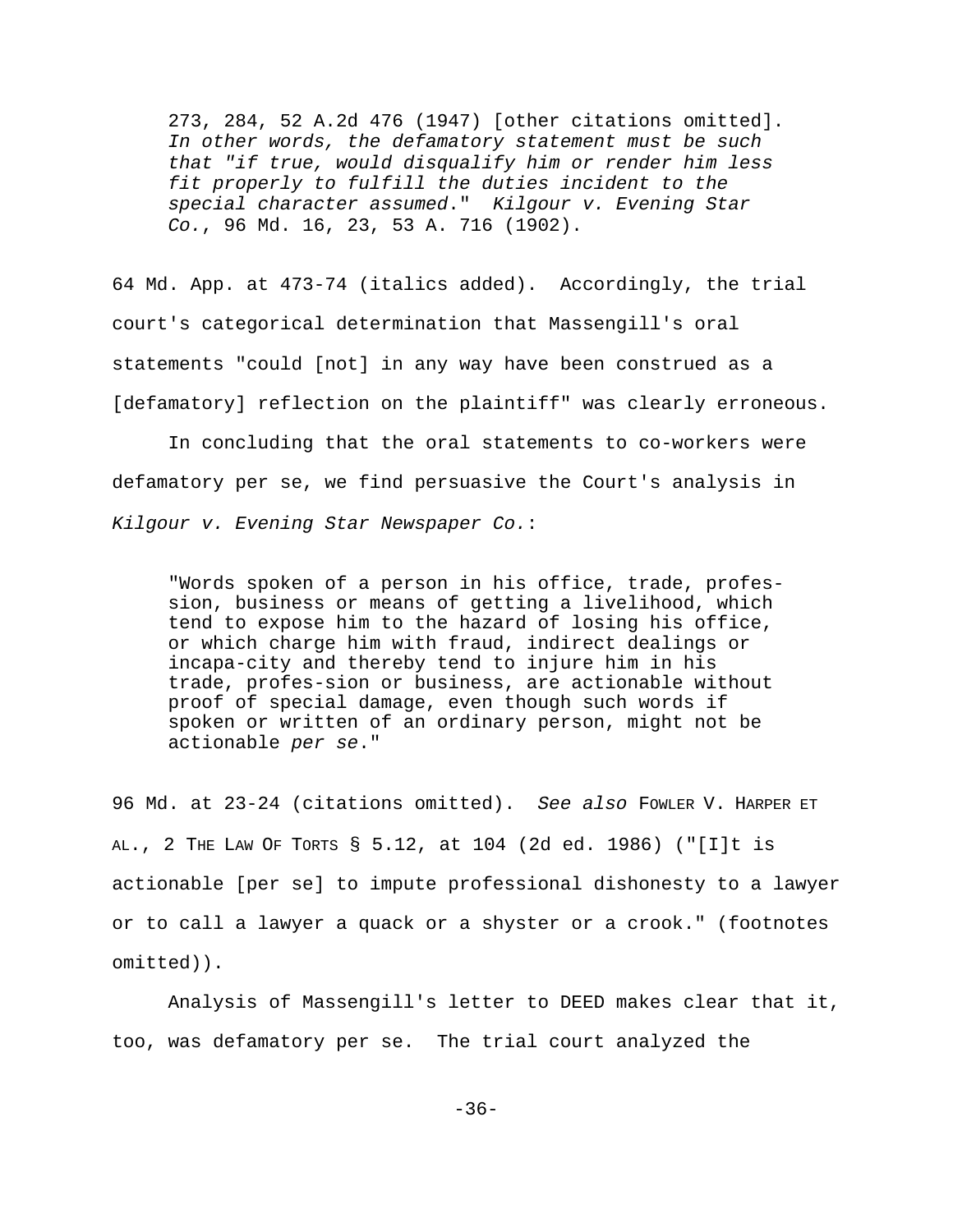> 273, 284, 52 A.2d 476 (1947) [other citations omitted]. *In other words, the defamatory statement must be such that "if true, would disqualify him or render him less fit properly to fulfill the duties incident to the special character assumed*." *Kilgour v. Evening Star Co.*, 96 Md. 16, 23, 53 A. 716 (1902).

64 Md. App. at 473-74 (italics added). Accordingly, the trial court's categorical determination that Massengill's oral statements "could [not] in any way have been construed as a [defamatory] reflection on the plaintiff" was clearly erroneous.

In concluding that the oral statements to co-workers were defamatory per se, we find persuasive the Court's analysis in *Kilgour v. Evening Star Newspaper Co.*:

> "Words spoken of a person in his office, trade, profession, business or means of getting a livelihood, which tend to expose him to the hazard of losing his office, or which charge him with fraud, indirect dealings or incapa-city and thereby tend to injure him in his trade, profes-sion or business, are actionable without proof of special damage, even though such words if spoken or written of an ordinary person, might not be actionable *per se*."

96 Md. at 23-24 (citations omitted). *See also* FOWLER V. HARPER ET AL., 2 THE LAW OF TORTS § 5.12, at 104 (2d ed. 1986) ("[I]t is actionable [per se] to impute professional dishonesty to a lawyer or to call a lawyer a quack or a shyster or a crook." (footnotes omitted)).

Analysis of Massengill's letter to DEED makes clear that it, too, was defamatory per se. The trial court analyzed the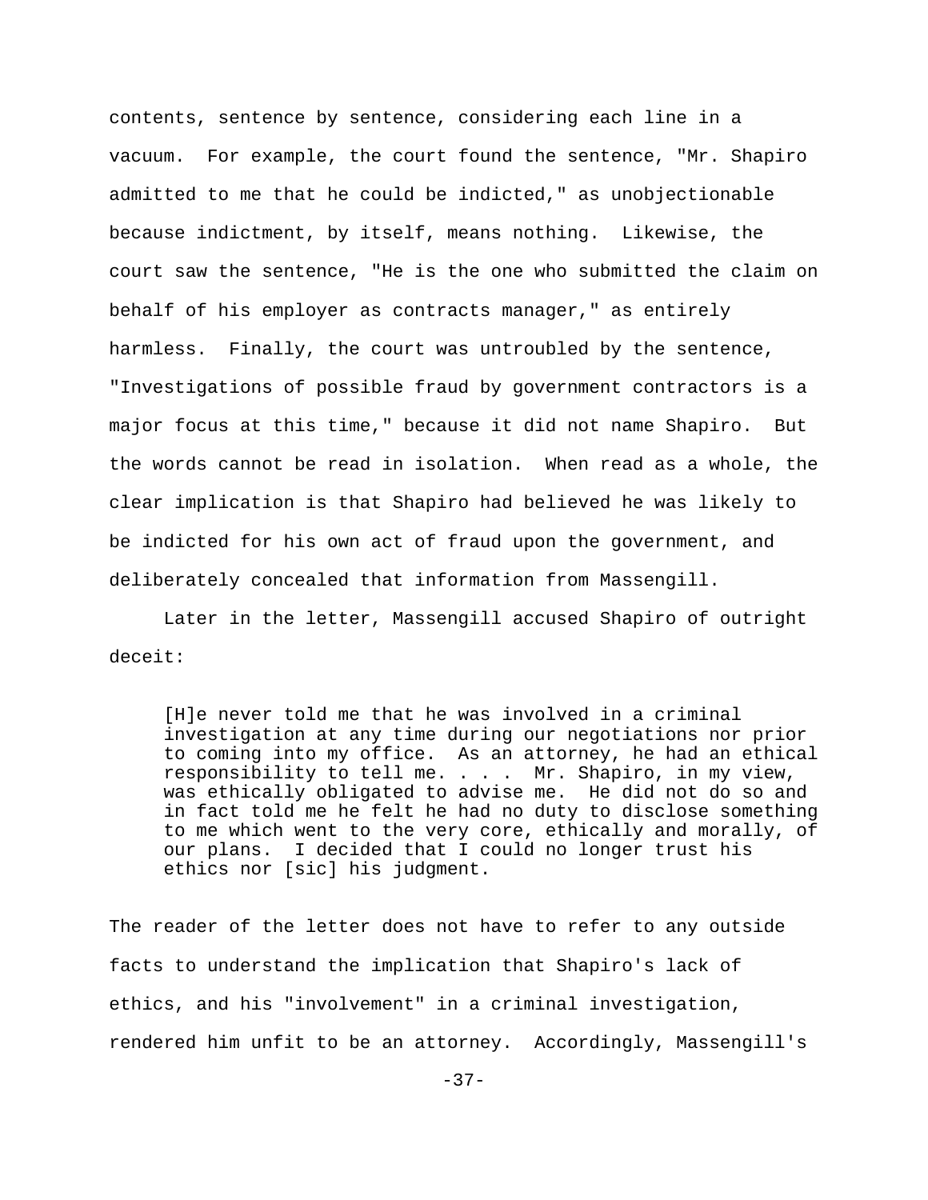contents, sentence by sentence, considering each line in a vacuum. For example, the court found the sentence, "Mr. Shapiro admitted to me that he could be indicted," as unobjectionable because indictment, by itself, means nothing. Likewise, the court saw the sentence, "He is the one who submitted the claim on behalf of his employer as contracts manager," as entirely harmless. Finally, the court was untroubled by the sentence, "Investigations of possible fraud by government contractors is a major focus at this time," because it did not name Shapiro. But the words cannot be read in isolation. When read as a whole, the clear implication is that Shapiro had believed he was likely to be indicted for his own act of fraud upon the government, and deliberately concealed that information from Massengill.

Later in the letter, Massengill accused Shapiro of outright deceit:

> [H]e never told me that he was involved in a criminal investigation at any time during our negotiations nor prior to coming into my office. As an attorney, he had an ethical responsibility to tell me. . . . Mr. Shapiro, in my view, was ethically obligated to advise me. He did not do so and in fact told me he felt he had no duty to disclose something to me which went to the very core, ethically and morally, of our plans. I decided that I could no longer trust his ethics nor [sic] his judgment.

The reader of the letter does not have to refer to any outside facts to understand the implication that Shapiro's lack of ethics, and his "involvement" in a criminal investigation, rendered him unfit to be an attorney. Accordingly, Massengill's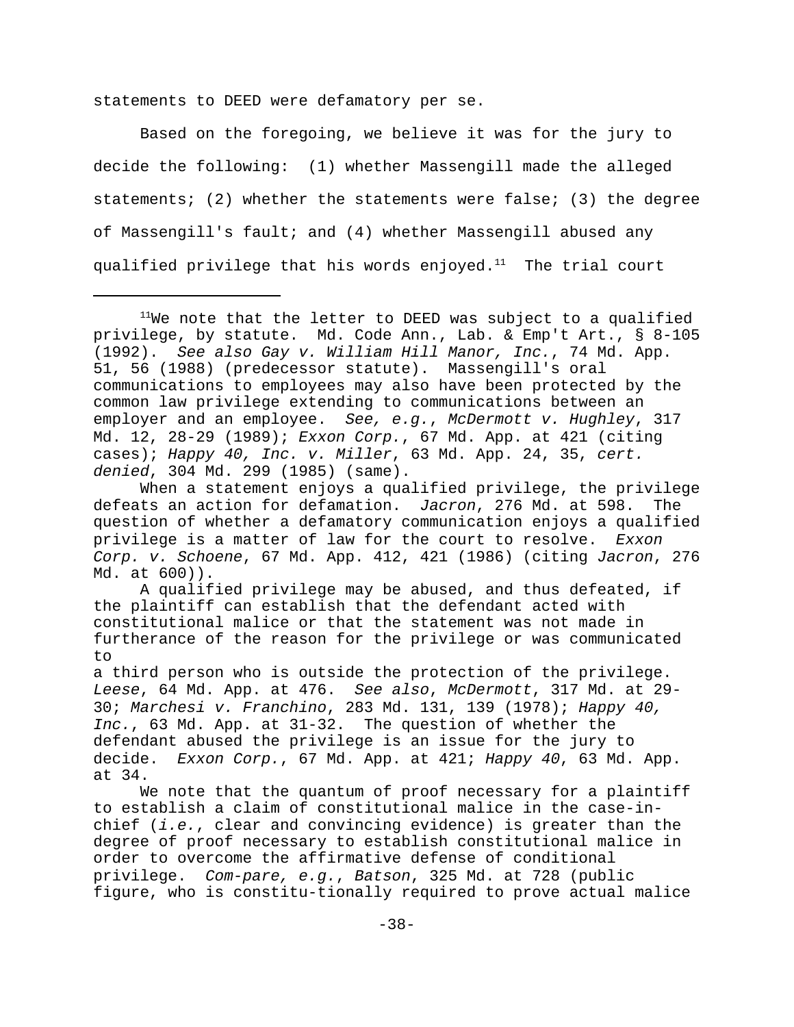statements to DEED were defamatory per se.

Based on the foregoing, we believe it was for the jury to decide the following: (1) whether Massengill made the alleged statements; (2) whether the statements were false; (3) the degree of Massengill's fault; and (4) whether Massengill abused any qualified privilege that his words enjoyed.[11] The trial court

---

[11]We note that the letter to DEED was subject to a qualified privilege, by statute. Md. Code Ann., Lab. & Emp't Art., § 8-105 (1992). *See also Gay v. William Hill Manor, Inc.*, 74 Md. App. 51, 56 (1988) (predecessor statute). Massengill's oral communications to employees may also have been protected by the common law privilege extending to communications between an employer and an employee. *See, e.g.*, *McDermott v. Hughley*, 317 Md. 12, 28-29 (1989); *Exxon Corp.*, 67 Md. App. at 421 (citing cases); *Happy 40, Inc. v. Miller*, 63 Md. App. 24, 35, *cert. denied*, 304 Md. 299 (1985) (same).

When a statement enjoys a qualified privilege, the privilege defeats an action for defamation. *Jacron*, 276 Md. at 598. The question of whether a defamatory communication enjoys a qualified privilege is a matter of law for the court to resolve. *Exxon Corp. v. Schoene*, 67 Md. App. 412, 421 (1986) (citing *Jacron*, 276 Md. at 600)).

A qualified privilege may be abused, and thus defeated, if the plaintiff can establish that the defendant acted with constitutional malice or that the statement was not made in furtherance of the reason for the privilege or was communicated to a third person who is outside the protection of the privilege. *Leese*, 64 Md. App. at 476. *See also*, *McDermott*, 317 Md. at 29-30; *Marchesi v. Franchino*, 283 Md. 131, 139 (1978); *Happy 40, Inc.*, 63 Md. App. at 31-32. The question of whether the defendant abused the privilege is an issue for the jury to decide. *Exxon Corp.*, 67 Md. App. at 421; *Happy 40*, 63 Md. App. at 34.

We note that the quantum of proof necessary for a plaintiff to establish a claim of constitutional malice in the case-in-chief (*i.e.*, clear and convincing evidence) is greater than the degree of proof necessary to establish constitutional malice in order to overcome the affirmative defense of conditional privilege. *Com-pare, e.g.*, *Batson*, 325 Md. at 728 (public figure, who is constitu-tionally required to prove actual malice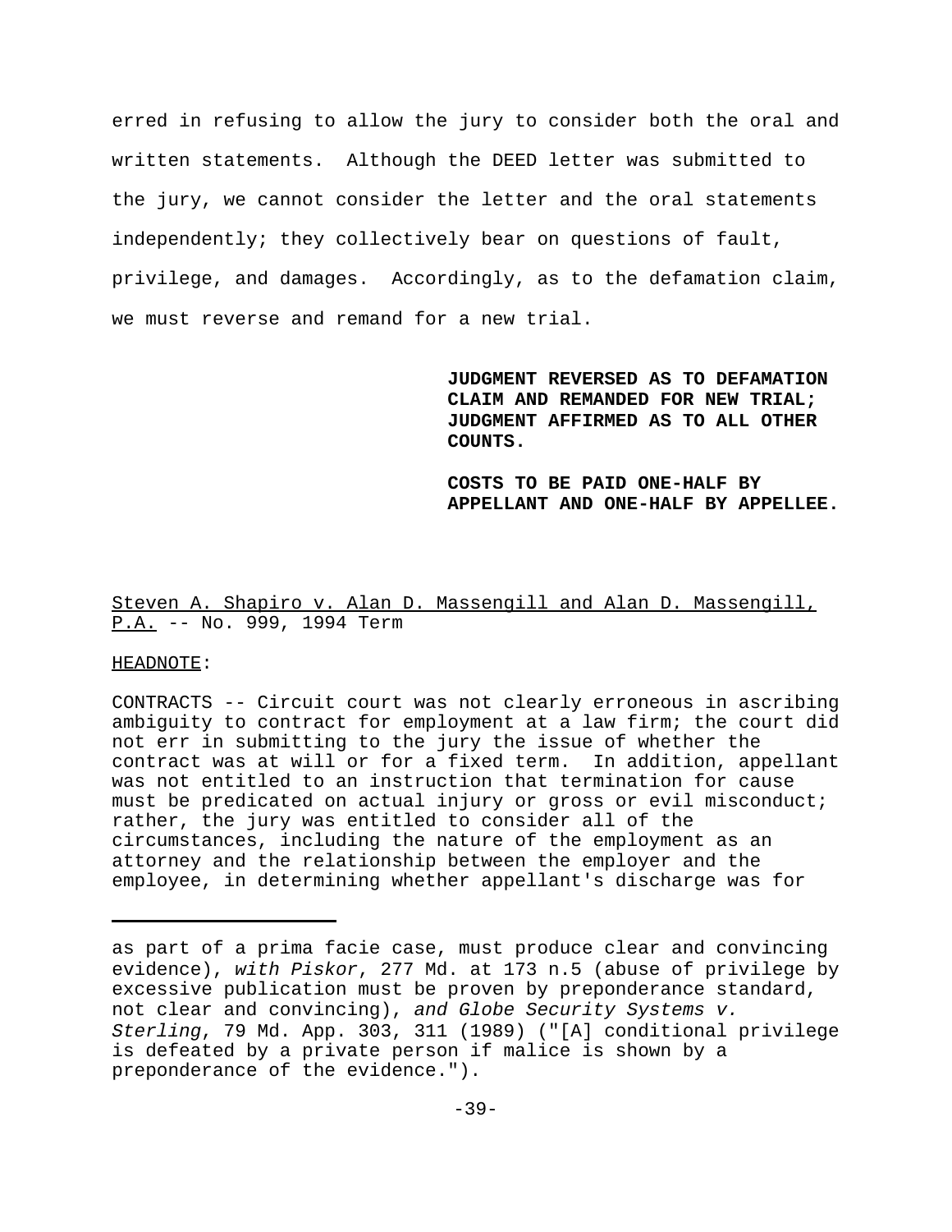erred in refusing to allow the jury to consider both the oral and written statements. Although the DEED letter was submitted to the jury, we cannot consider the letter and the oral statements independently; they collectively bear on questions of fault, privilege, and damages. Accordingly, as to the defamation claim, we must reverse and remand for a new trial.

**JUDGMENT REVERSED AS TO DEFAMATION CLAIM AND REMANDED FOR NEW TRIAL; JUDGMENT AFFIRMED AS TO ALL OTHER COUNTS.**

**COSTS TO BE PAID ONE-HALF BY APPELLANT AND ONE-HALF BY APPELLEE.**

Steven A. Shapiro v. Alan D. Massengill and Alan D. Massengill, P.A. -- No. 999, 1994 Term

HEADNOTE:

CONTRACTS -- Circuit court was not clearly erroneous in ascribing ambiguity to contract for employment at a law firm; the court did not err in submitting to the jury the issue of whether the contract was at will or for a fixed term. In addition, appellant was not entitled to an instruction that termination for cause must be predicated on actual injury or gross or evil misconduct; rather, the jury was entitled to consider all of the circumstances, including the nature of the employment as an attorney and the relationship between the employer and the employee, in determining whether appellant's discharge was for

---

as part of a prima facie case, must produce clear and convincing evidence), *with Piskor*, 277 Md. at 173 n.5 (abuse of privilege by excessive publication must be proven by preponderance standard, not clear and convincing), *and Globe Security Systems v. Sterling*, 79 Md. App. 303, 311 (1989) ("[A] conditional privilege is defeated by a private person if malice is shown by a preponderance of the evidence.").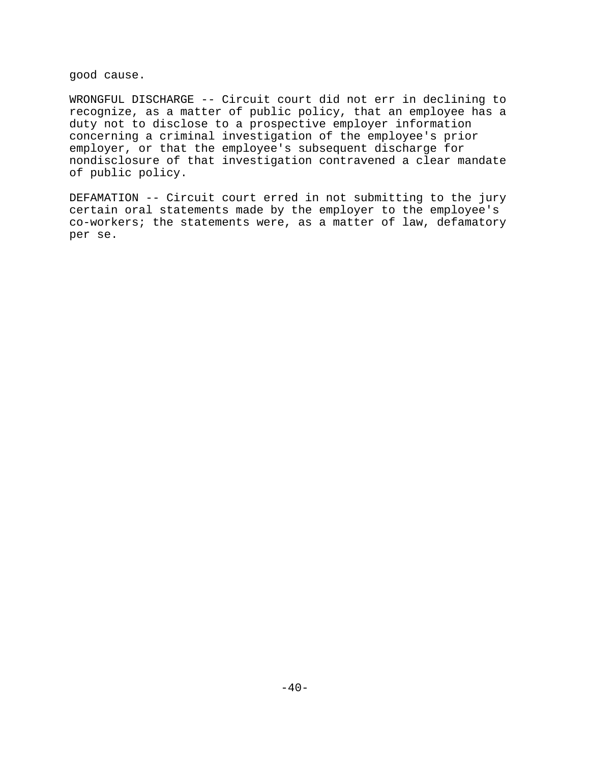good cause.

WRONGFUL DISCHARGE -- Circuit court did not err in declining to recognize, as a matter of public policy, that an employee has a duty not to disclose to a prospective employer information concerning a criminal investigation of the employee's prior employer, or that the employee's subsequent discharge for nondisclosure of that investigation contravened a clear mandate of public policy.

DEFAMATION -- Circuit court erred in not submitting to the jury certain oral statements made by the employer to the employee's co-workers; the statements were, as a matter of law, defamatory per se.